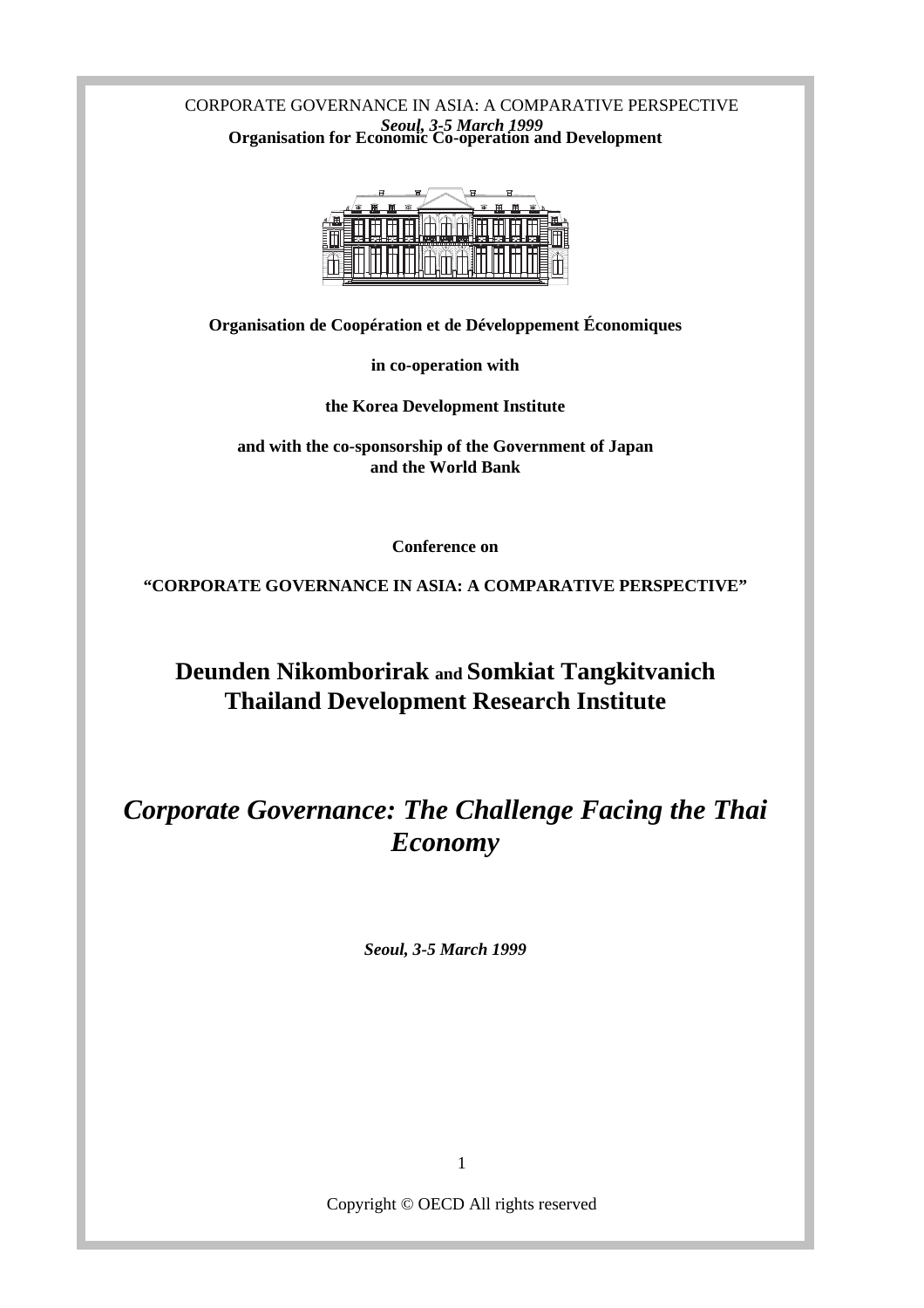CORPORATE GOVERNANCE IN ASIA: A COMPARATIVE PERSPECTIVE
*Seoul, 3-5 March 1999*

**Organisation for Economic Co-operation and Development**

**Organisation de Coopération et de Développement Économiques**

**in co-operation with**

**the Korea Development Institute**

**and with the co-sponsorship of the Government of Japan and the World Bank**

**Conference on**

**"CORPORATE GOVERNANCE IN ASIA: A COMPARATIVE PERSPECTIVE"**

## Deunden Nikomborirak and Somkiat Tangkitvanich
## Thailand Development Research Institute

# *Corporate Governance: The Challenge Facing the Thai Economy*

***Seoul, 3-5 March 1999***

Copyright © OECD All rights reserved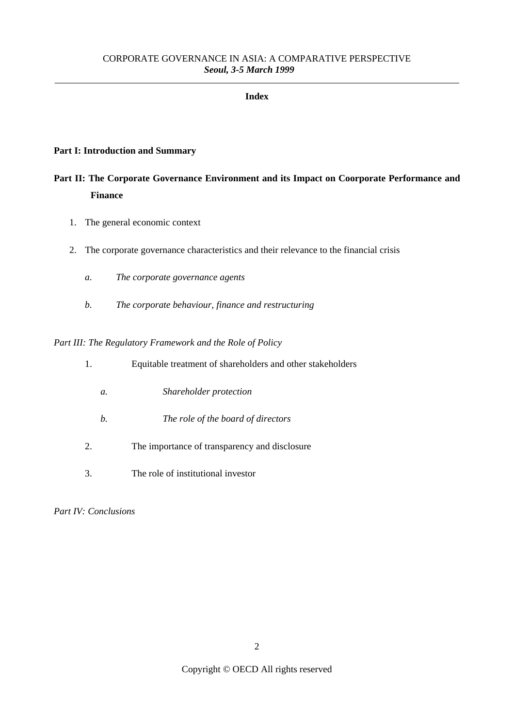## Index

**Part I: Introduction and Summary**

**Part II: The Corporate Governance Environment and its Impact on Coorporate Performance and Finance**

1. The general economic context

2. The corporate governance characteristics and their relevance to the financial crisis

   *a. The corporate governance agents*

   *b. The corporate behaviour, finance and restructuring*

*Part III: The Regulatory Framework and the Role of Policy*

1. Equitable treatment of shareholders and other stakeholders

   *a. Shareholder protection*

   *b. The role of the board of directors*

2. The importance of transparency and disclosure

3. The role of institutional investor

*Part IV: Conclusions*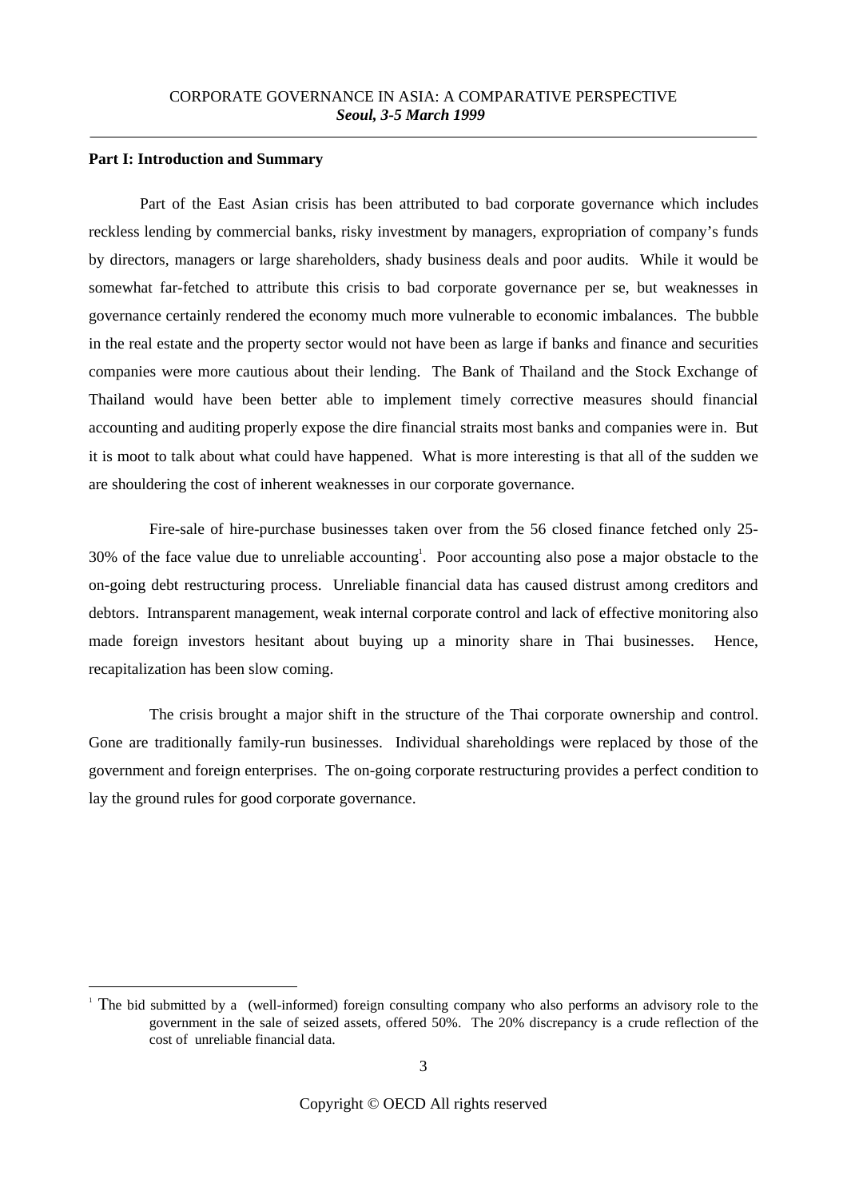## Part I: Introduction and Summary

Part of the East Asian crisis has been attributed to bad corporate governance which includes reckless lending by commercial banks, risky investment by managers, expropriation of company's funds by directors, managers or large shareholders, shady business deals and poor audits. While it would be somewhat far-fetched to attribute this crisis to bad corporate governance per se, but weaknesses in governance certainly rendered the economy much more vulnerable to economic imbalances. The bubble in the real estate and the property sector would not have been as large if banks and finance and securities companies were more cautious about their lending. The Bank of Thailand and the Stock Exchange of Thailand would have been better able to implement timely corrective measures should financial accounting and auditing properly expose the dire financial straits most banks and companies were in. But it is moot to talk about what could have happened. What is more interesting is that all of the sudden we are shouldering the cost of inherent weaknesses in our corporate governance.

Fire-sale of hire-purchase businesses taken over from the 56 closed finance fetched only 25-30% of the face value due to unreliable accounting[1]. Poor accounting also pose a major obstacle to the on-going debt restructuring process. Unreliable financial data has caused distrust among creditors and debtors. Intransparent management, weak internal corporate control and lack of effective monitoring also made foreign investors hesitant about buying up a minority share in Thai businesses. Hence, recapitalization has been slow coming.

The crisis brought a major shift in the structure of the Thai corporate ownership and control. Gone are traditionally family-run businesses. Individual shareholdings were replaced by those of the government and foreign enterprises. The on-going corporate restructuring provides a perfect condition to lay the ground rules for good corporate governance.

[1] The bid submitted by a (well-informed) foreign consulting company who also performs an advisory role to the government in the sale of seized assets, offered 50%. The 20% discrepancy is a crude reflection of the cost of unreliable financial data.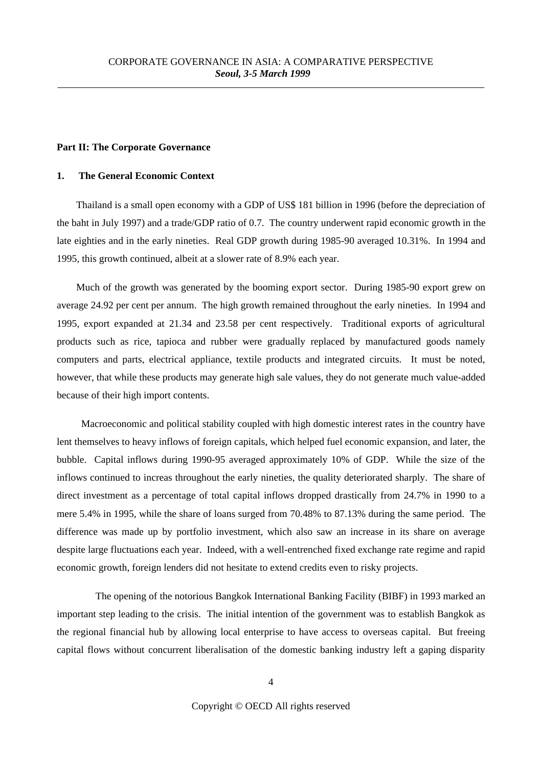**Part II: The Corporate Governance**

**1. The General Economic Context**

Thailand is a small open economy with a GDP of US$ 181 billion in 1996 (before the depreciation of the baht in July 1997) and a trade/GDP ratio of 0.7. The country underwent rapid economic growth in the late eighties and in the early nineties. Real GDP growth during 1985-90 averaged 10.31%. In 1994 and 1995, this growth continued, albeit at a slower rate of 8.9% each year.

Much of the growth was generated by the booming export sector. During 1985-90 export grew on average 24.92 per cent per annum. The high growth remained throughout the early nineties. In 1994 and 1995, export expanded at 21.34 and 23.58 per cent respectively. Traditional exports of agricultural products such as rice, tapioca and rubber were gradually replaced by manufactured goods namely computers and parts, electrical appliance, textile products and integrated circuits. It must be noted, however, that while these products may generate high sale values, they do not generate much value-added because of their high import contents.

Macroeconomic and political stability coupled with high domestic interest rates in the country have lent themselves to heavy inflows of foreign capitals, which helped fuel economic expansion, and later, the bubble. Capital inflows during 1990-95 averaged approximately 10% of GDP. While the size of the inflows continued to increas throughout the early nineties, the quality deteriorated sharply. The share of direct investment as a percentage of total capital inflows dropped drastically from 24.7% in 1990 to a mere 5.4% in 1995, while the share of loans surged from 70.48% to 87.13% during the same period. The difference was made up by portfolio investment, which also saw an increase in its share on average despite large fluctuations each year. Indeed, with a well-entrenched fixed exchange rate regime and rapid economic growth, foreign lenders did not hesitate to extend credits even to risky projects.

The opening of the notorious Bangkok International Banking Facility (BIBF) in 1993 marked an important step leading to the crisis. The initial intention of the government was to establish Bangkok as the regional financial hub by allowing local enterprise to have access to overseas capital. But freeing capital flows without concurrent liberalisation of the domestic banking industry left a gaping disparity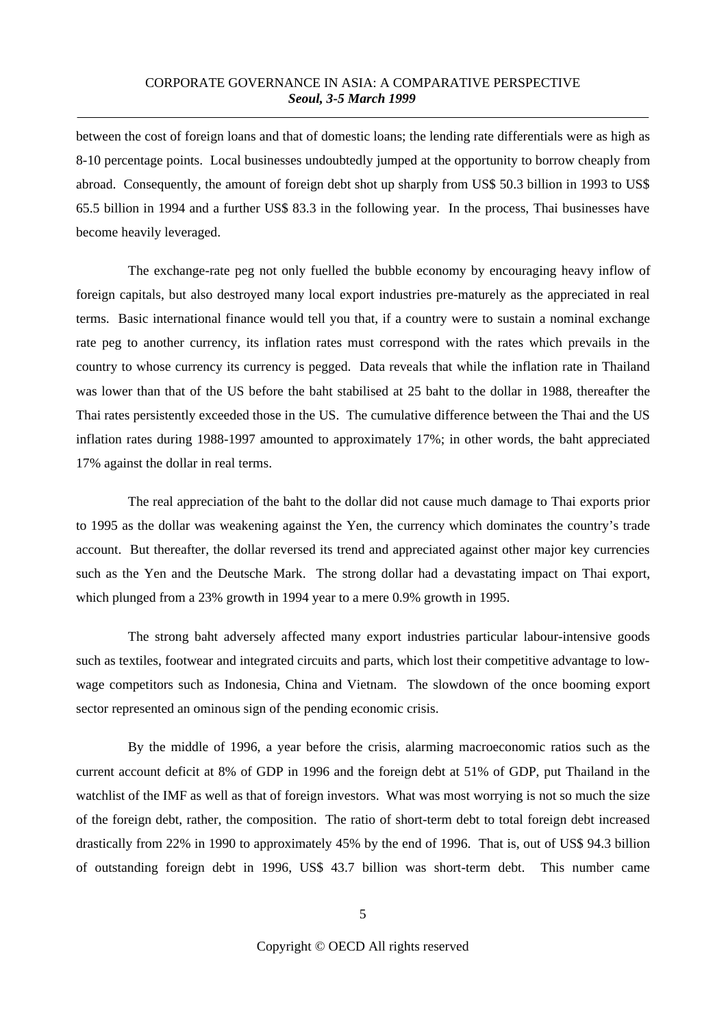between the cost of foreign loans and that of domestic loans; the lending rate differentials were as high as 8-10 percentage points. Local businesses undoubtedly jumped at the opportunity to borrow cheaply from abroad. Consequently, the amount of foreign debt shot up sharply from US$ 50.3 billion in 1993 to US$ 65.5 billion in 1994 and a further US$ 83.3 in the following year. In the process, Thai businesses have become heavily leveraged.

The exchange-rate peg not only fuelled the bubble economy by encouraging heavy inflow of foreign capitals, but also destroyed many local export industries pre-maturely as the appreciated in real terms. Basic international finance would tell you that, if a country were to sustain a nominal exchange rate peg to another currency, its inflation rates must correspond with the rates which prevails in the country to whose currency its currency is pegged. Data reveals that while the inflation rate in Thailand was lower than that of the US before the baht stabilised at 25 baht to the dollar in 1988, thereafter the Thai rates persistently exceeded those in the US. The cumulative difference between the Thai and the US inflation rates during 1988-1997 amounted to approximately 17%; in other words, the baht appreciated 17% against the dollar in real terms.

The real appreciation of the baht to the dollar did not cause much damage to Thai exports prior to 1995 as the dollar was weakening against the Yen, the currency which dominates the country's trade account. But thereafter, the dollar reversed its trend and appreciated against other major key currencies such as the Yen and the Deutsche Mark. The strong dollar had a devastating impact on Thai export, which plunged from a 23% growth in 1994 year to a mere 0.9% growth in 1995.

The strong baht adversely affected many export industries particular labour-intensive goods such as textiles, footwear and integrated circuits and parts, which lost their competitive advantage to low-wage competitors such as Indonesia, China and Vietnam. The slowdown of the once booming export sector represented an ominous sign of the pending economic crisis.

By the middle of 1996, a year before the crisis, alarming macroeconomic ratios such as the current account deficit at 8% of GDP in 1996 and the foreign debt at 51% of GDP, put Thailand in the watchlist of the IMF as well as that of foreign investors. What was most worrying is not so much the size of the foreign debt, rather, the composition. The ratio of short-term debt to total foreign debt increased drastically from 22% in 1990 to approximately 45% by the end of 1996. That is, out of US$ 94.3 billion of outstanding foreign debt in 1996, US$ 43.7 billion was short-term debt. This number came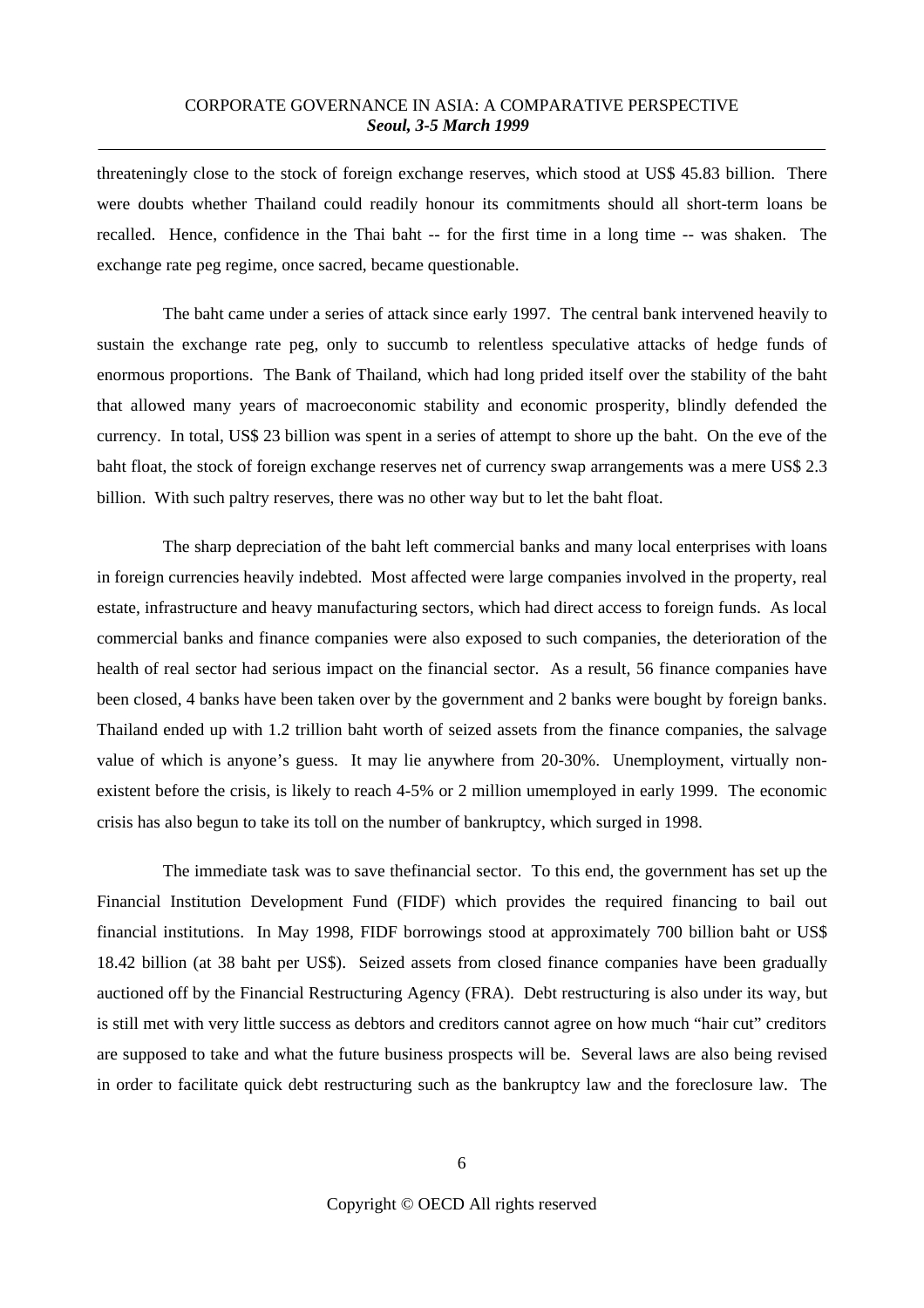threateningly close to the stock of foreign exchange reserves, which stood at US$ 45.83 billion. There were doubts whether Thailand could readily honour its commitments should all short-term loans be recalled. Hence, confidence in the Thai baht -- for the first time in a long time -- was shaken. The exchange rate peg regime, once sacred, became questionable.

The baht came under a series of attack since early 1997. The central bank intervened heavily to sustain the exchange rate peg, only to succumb to relentless speculative attacks of hedge funds of enormous proportions. The Bank of Thailand, which had long prided itself over the stability of the baht that allowed many years of macroeconomic stability and economic prosperity, blindly defended the currency. In total, US$ 23 billion was spent in a series of attempt to shore up the baht. On the eve of the baht float, the stock of foreign exchange reserves net of currency swap arrangements was a mere US$ 2.3 billion. With such paltry reserves, there was no other way but to let the baht float.

The sharp depreciation of the baht left commercial banks and many local enterprises with loans in foreign currencies heavily indebted. Most affected were large companies involved in the property, real estate, infrastructure and heavy manufacturing sectors, which had direct access to foreign funds. As local commercial banks and finance companies were also exposed to such companies, the deterioration of the health of real sector had serious impact on the financial sector. As a result, 56 finance companies have been closed, 4 banks have been taken over by the government and 2 banks were bought by foreign banks. Thailand ended up with 1.2 trillion baht worth of seized assets from the finance companies, the salvage value of which is anyone's guess. It may lie anywhere from 20-30%. Unemployment, virtually non-existent before the crisis, is likely to reach 4-5% or 2 million umemployed in early 1999. The economic crisis has also begun to take its toll on the number of bankruptcy, which surged in 1998.

The immediate task was to save thefinancial sector. To this end, the government has set up the Financial Institution Development Fund (FIDF) which provides the required financing to bail out financial institutions. In May 1998, FIDF borrowings stood at approximately 700 billion baht or US$ 18.42 billion (at 38 baht per US$). Seized assets from closed finance companies have been gradually auctioned off by the Financial Restructuring Agency (FRA). Debt restructuring is also under its way, but is still met with very little success as debtors and creditors cannot agree on how much "hair cut" creditors are supposed to take and what the future business prospects will be. Several laws are also being revised in order to facilitate quick debt restructuring such as the bankruptcy law and the foreclosure law. The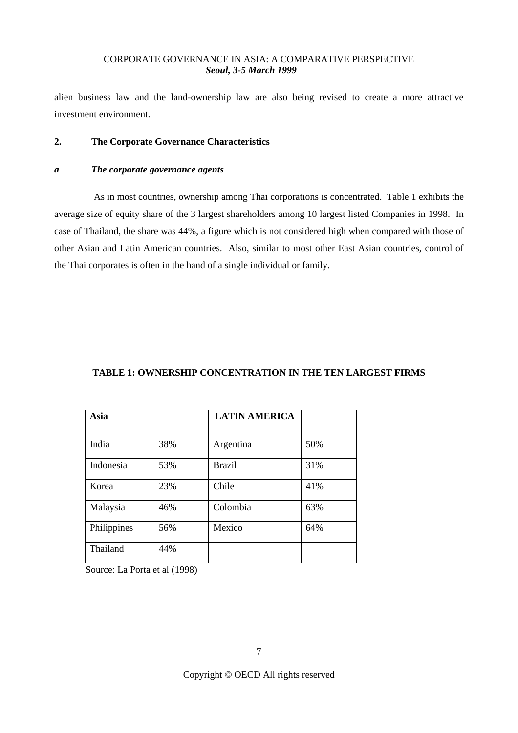alien business law and the land-ownership law are also being revised to create a more attractive investment environment.

## 2. The Corporate Governance Characteristics

### *a The corporate governance agents*

As in most countries, ownership among Thai corporations is concentrated. Table 1 exhibits the average size of equity share of the 3 largest shareholders among 10 largest listed Companies in 1998. In case of Thailand, the share was 44%, a figure which is not considered high when compared with those of other Asian and Latin American countries. Also, similar to most other East Asian countries, control of the Thai corporates is often in the hand of a single individual or family.

**TABLE 1: OWNERSHIP CONCENTRATION IN THE TEN LARGEST FIRMS**

| **Asia** | | **LATIN AMERICA** | |
|---|---|---|---|
| India | 38% | Argentina | 50% |
| Indonesia | 53% | Brazil | 31% |
| Korea | 23% | Chile | 41% |
| Malaysia | 46% | Colombia | 63% |
| Philippines | 56% | Mexico | 64% |
| Thailand | 44% | | |

Source: La Porta et al (1998)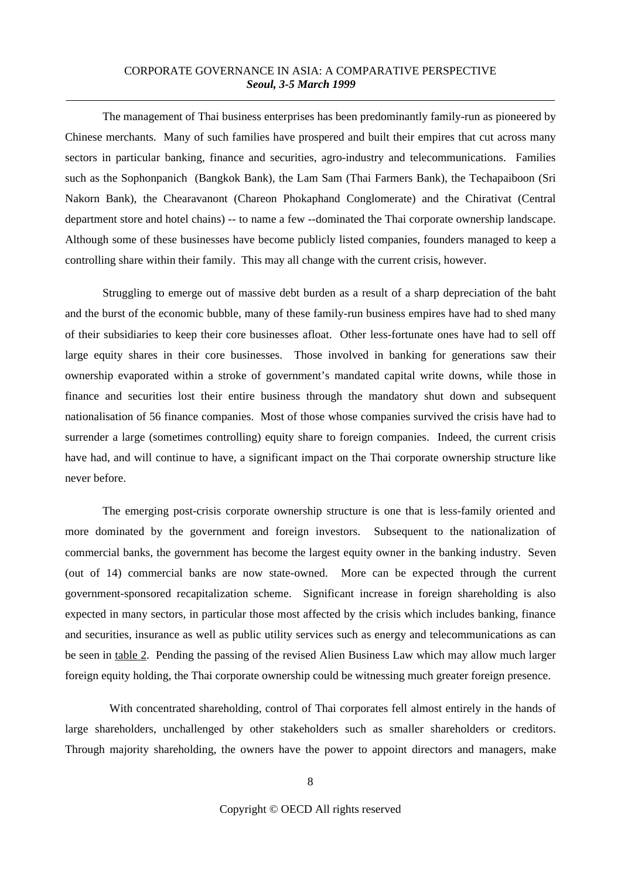The management of Thai business enterprises has been predominantly family-run as pioneered by Chinese merchants. Many of such families have prospered and built their empires that cut across many sectors in particular banking, finance and securities, agro-industry and telecommunications. Families such as the Sophonpanich (Bangkok Bank), the Lam Sam (Thai Farmers Bank), the Techapaiboon (Sri Nakorn Bank), the Chearavanont (Chareon Phokaphand Conglomerate) and the Chirativat (Central department store and hotel chains) -- to name a few --dominated the Thai corporate ownership landscape. Although some of these businesses have become publicly listed companies, founders managed to keep a controlling share within their family. This may all change with the current crisis, however.

Struggling to emerge out of massive debt burden as a result of a sharp depreciation of the baht and the burst of the economic bubble, many of these family-run business empires have had to shed many of their subsidiaries to keep their core businesses afloat. Other less-fortunate ones have had to sell off large equity shares in their core businesses. Those involved in banking for generations saw their ownership evaporated within a stroke of government's mandated capital write downs, while those in finance and securities lost their entire business through the mandatory shut down and subsequent nationalisation of 56 finance companies. Most of those whose companies survived the crisis have had to surrender a large (sometimes controlling) equity share to foreign companies. Indeed, the current crisis have had, and will continue to have, a significant impact on the Thai corporate ownership structure like never before.

The emerging post-crisis corporate ownership structure is one that is less-family oriented and more dominated by the government and foreign investors. Subsequent to the nationalization of commercial banks, the government has become the largest equity owner in the banking industry. Seven (out of 14) commercial banks are now state-owned. More can be expected through the current government-sponsored recapitalization scheme. Significant increase in foreign shareholding is also expected in many sectors, in particular those most affected by the crisis which includes banking, finance and securities, insurance as well as public utility services such as energy and telecommunications as can be seen in table 2. Pending the passing of the revised Alien Business Law which may allow much larger foreign equity holding, the Thai corporate ownership could be witnessing much greater foreign presence.

With concentrated shareholding, control of Thai corporates fell almost entirely in the hands of large shareholders, unchallenged by other stakeholders such as smaller shareholders or creditors. Through majority shareholding, the owners have the power to appoint directors and managers, make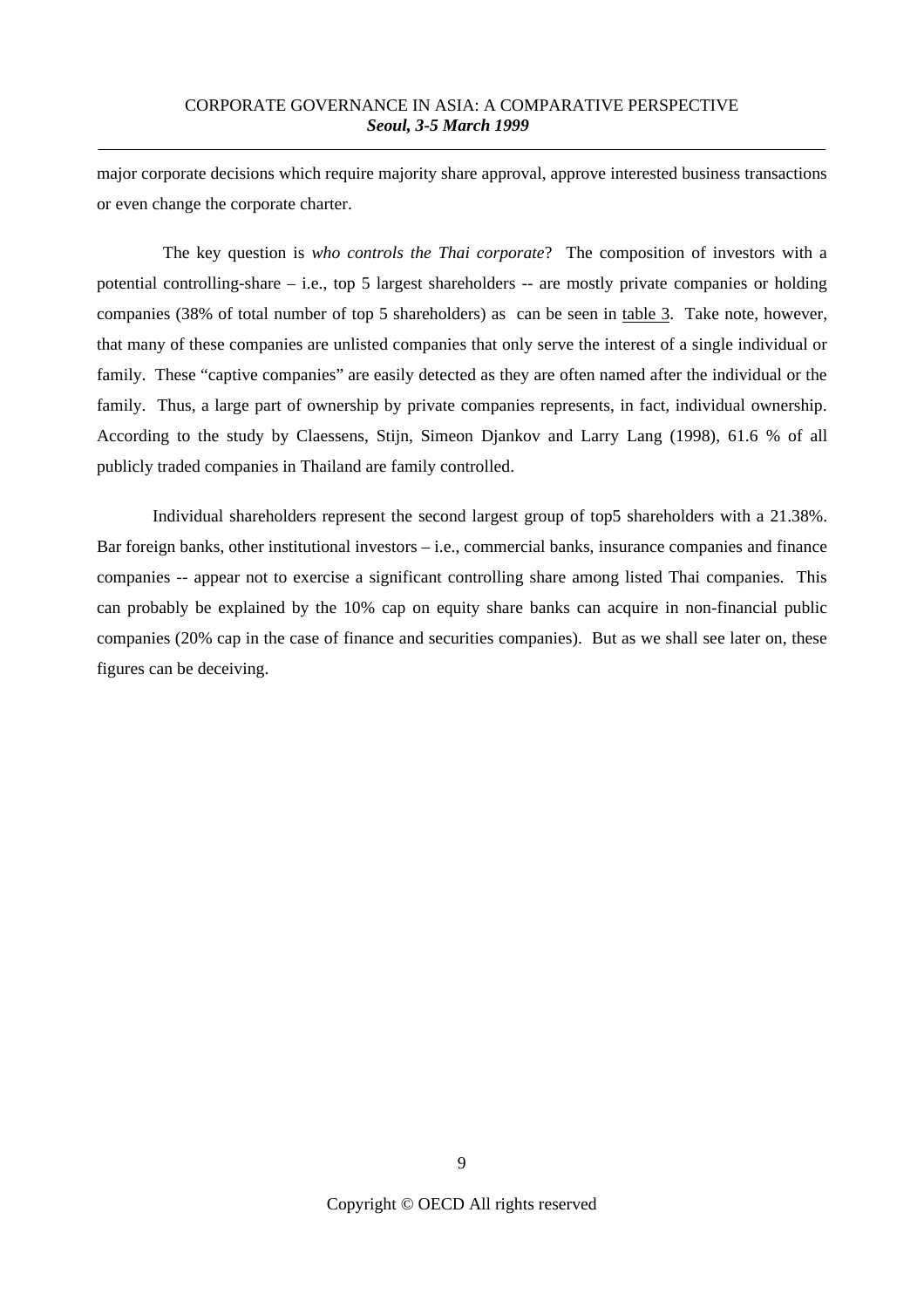major corporate decisions which require majority share approval, approve interested business transactions or even change the corporate charter.

The key question is *who controls the Thai corporate*? The composition of investors with a potential controlling-share – i.e., top 5 largest shareholders -- are mostly private companies or holding companies (38% of total number of top 5 shareholders) as can be seen in table 3. Take note, however, that many of these companies are unlisted companies that only serve the interest of a single individual or family. These "captive companies" are easily detected as they are often named after the individual or the family. Thus, a large part of ownership by private companies represents, in fact, individual ownership. According to the study by Claessens, Stijn, Simeon Djankov and Larry Lang (1998), 61.6 % of all publicly traded companies in Thailand are family controlled.

Individual shareholders represent the second largest group of top5 shareholders with a 21.38%. Bar foreign banks, other institutional investors – i.e., commercial banks, insurance companies and finance companies -- appear not to exercise a significant controlling share among listed Thai companies. This can probably be explained by the 10% cap on equity share banks can acquire in non-financial public companies (20% cap in the case of finance and securities companies). But as we shall see later on, these figures can be deceiving.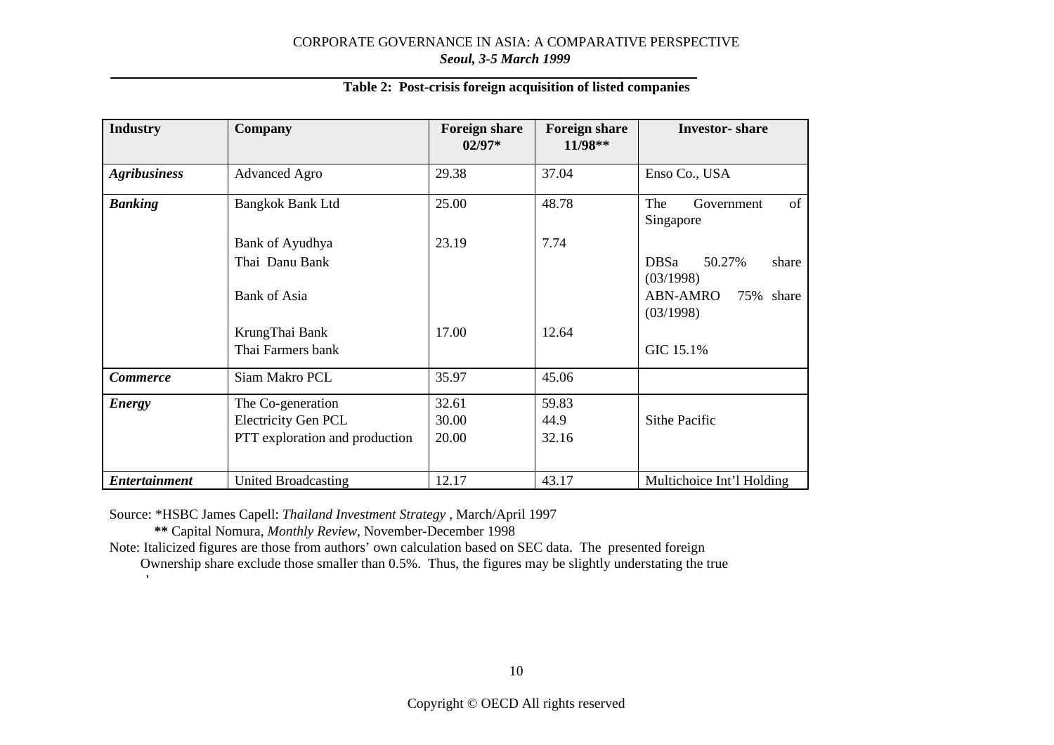**Table 2: Post-crisis foreign acquisition of listed companies**

| Industry | Company | Foreign share 02/97* | Foreign share 11/98** | Investor- share |
|---|---|---|---|---|
| ***Agribusiness*** | Advanced Agro | 29.38 | 37.04 | Enso Co., USA |
| ***Banking*** | Bangkok Bank Ltd | 25.00 | 48.78 | The Government of Singapore |
| | Bank of Ayudhya | 23.19 | 7.74 | |
| | Thai Danu Bank | | | DBSa 50.27% share (03/1998) |
| | Bank of Asia | | | ABN-AMRO 75% share (03/1998) |
| | KrungThai Bank | 17.00 | 12.64 | |
| | Thai Farmers bank | | | GIC 15.1% |
| ***Commerce*** | Siam Makro PCL | 35.97 | 45.06 | |
| ***Energy*** | The Co-generation | 32.61 | 59.83 | |
| | Electricity Gen PCL | 30.00 | 44.9 | Sithe Pacific |
| | PTT exploration and production | 20.00 | 32.16 | |
| ***Entertainment*** | United Broadcasting | 12.17 | 43.17 | Multichoice Int'l Holding |

Source: *HSBC James Capell: *Thailand Investment Strategy* , March/April 1997

**\*\*** Capital Nomura, *Monthly Review*, November-December 1998

Note: Italicized figures are those from authors' own calculation based on SEC data. The presented foreign Ownership share exclude those smaller than 0.5%. Thus, the figures may be slightly understating the true share.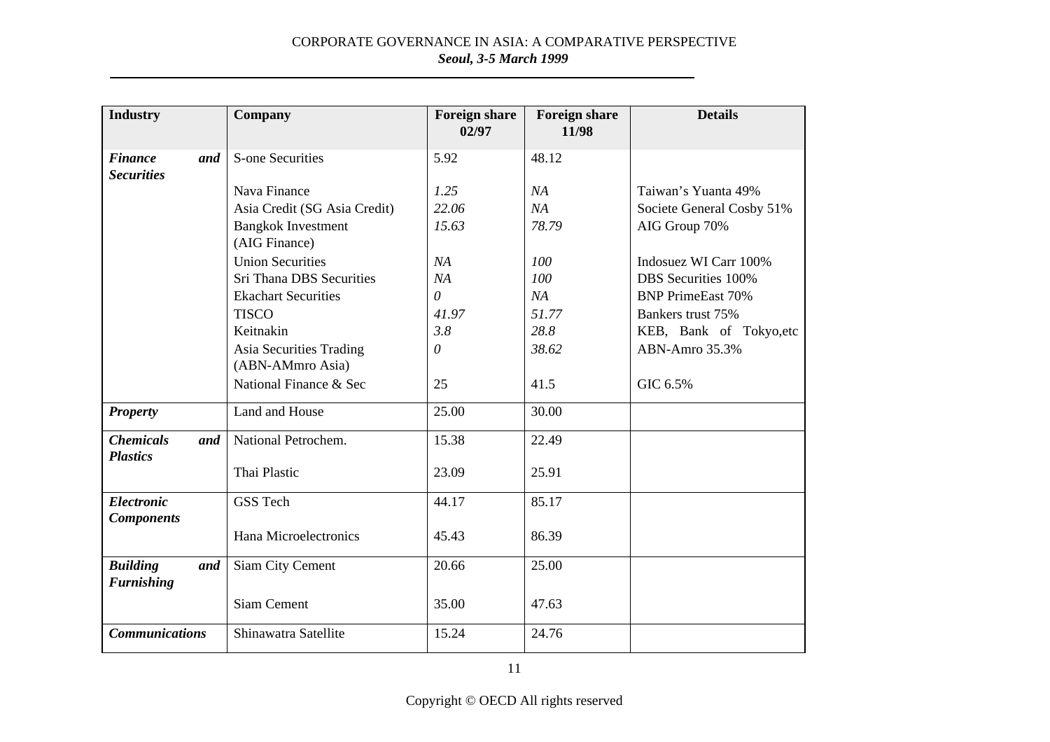| Industry | Company | Foreign share 02/97 | Foreign share 11/98 | Details |
|---|---|---|---|---|
| ***Finance and Securities*** | S-one Securities | 5.92 | 48.12 | |
| | Nava Finance | *1.25* | *NA* | Taiwan's Yuanta 49% |
| | Asia Credit (SG Asia Credit) | *22.06* | *NA* | Societe General Cosby 51% |
| | Bangkok Investment (AIG Finance) | *15.63* | *78.79* | AIG Group 70% |
| | Union Securities | *NA* | *100* | Indosuez WI Carr 100% |
| | Sri Thana DBS Securities | *NA* | *100* | DBS Securities 100% |
| | Ekachart Securities | *0* | *NA* | BNP PrimeEast 70% |
| | TISCO | *41.97* | *51.77* | Bankers trust 75% |
| | Keitnakin | *3.8* | *28.8* | KEB, Bank of Tokyo,etc |
| | Asia Securities Trading (ABN-AMmro Asia) | *0* | *38.62* | ABN-Amro 35.3% |
| | National Finance & Sec | 25 | 41.5 | GIC 6.5% |
| ***Property*** | Land and House | 25.00 | 30.00 | |
| ***Chemicals and Plastics*** | National Petrochem. | 15.38 | 22.49 | |
| | Thai Plastic | 23.09 | 25.91 | |
| ***Electronic Components*** | GSS Tech | 44.17 | 85.17 | |
| | Hana Microelectronics | 45.43 | 86.39 | |
| ***Building and Furnishing*** | Siam City Cement | 20.66 | 25.00 | |
| | Siam Cement | 35.00 | 47.63 | |
| ***Communications*** | Shinawatra Satellite | 15.24 | 24.76 | |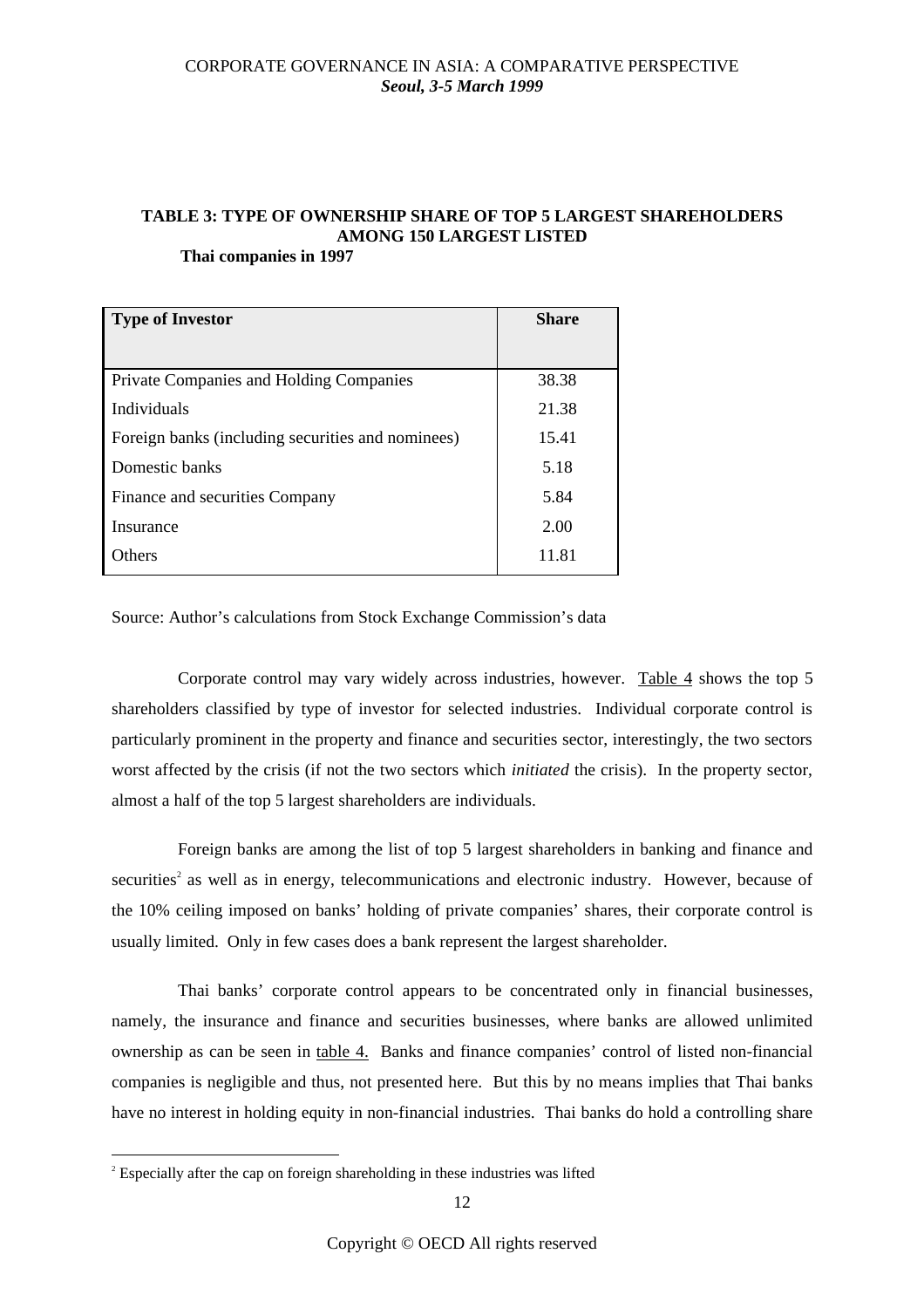**TABLE 3: TYPE OF OWNERSHIP SHARE OF TOP 5 LARGEST SHAREHOLDERS AMONG 150 LARGEST LISTED**

**Thai companies in 1997**

| Type of Investor | Share |
|---|---|
| Private Companies and Holding Companies | 38.38 |
| Individuals | 21.38 |
| Foreign banks (including securities and nominees) | 15.41 |
| Domestic banks | 5.18 |
| Finance and securities Company | 5.84 |
| Insurance | 2.00 |
| Others | 11.81 |

Source: Author's calculations from Stock Exchange Commission's data

Corporate control may vary widely across industries, however. Table 4 shows the top 5 shareholders classified by type of investor for selected industries. Individual corporate control is particularly prominent in the property and finance and securities sector, interestingly, the two sectors worst affected by the crisis (if not the two sectors which *initiated* the crisis). In the property sector, almost a half of the top 5 largest shareholders are individuals.

Foreign banks are among the list of top 5 largest shareholders in banking and finance and securities[2] as well as in energy, telecommunications and electronic industry. However, because of the 10% ceiling imposed on banks' holding of private companies' shares, their corporate control is usually limited. Only in few cases does a bank represent the largest shareholder.

Thai banks' corporate control appears to be concentrated only in financial businesses, namely, the insurance and finance and securities businesses, where banks are allowed unlimited ownership as can be seen in table 4. Banks and finance companies' control of listed non-financial companies is negligible and thus, not presented here. But this by no means implies that Thai banks have no interest in holding equity in non-financial industries. Thai banks do hold a controlling share

[2] Especially after the cap on foreign shareholding in these industries was lifted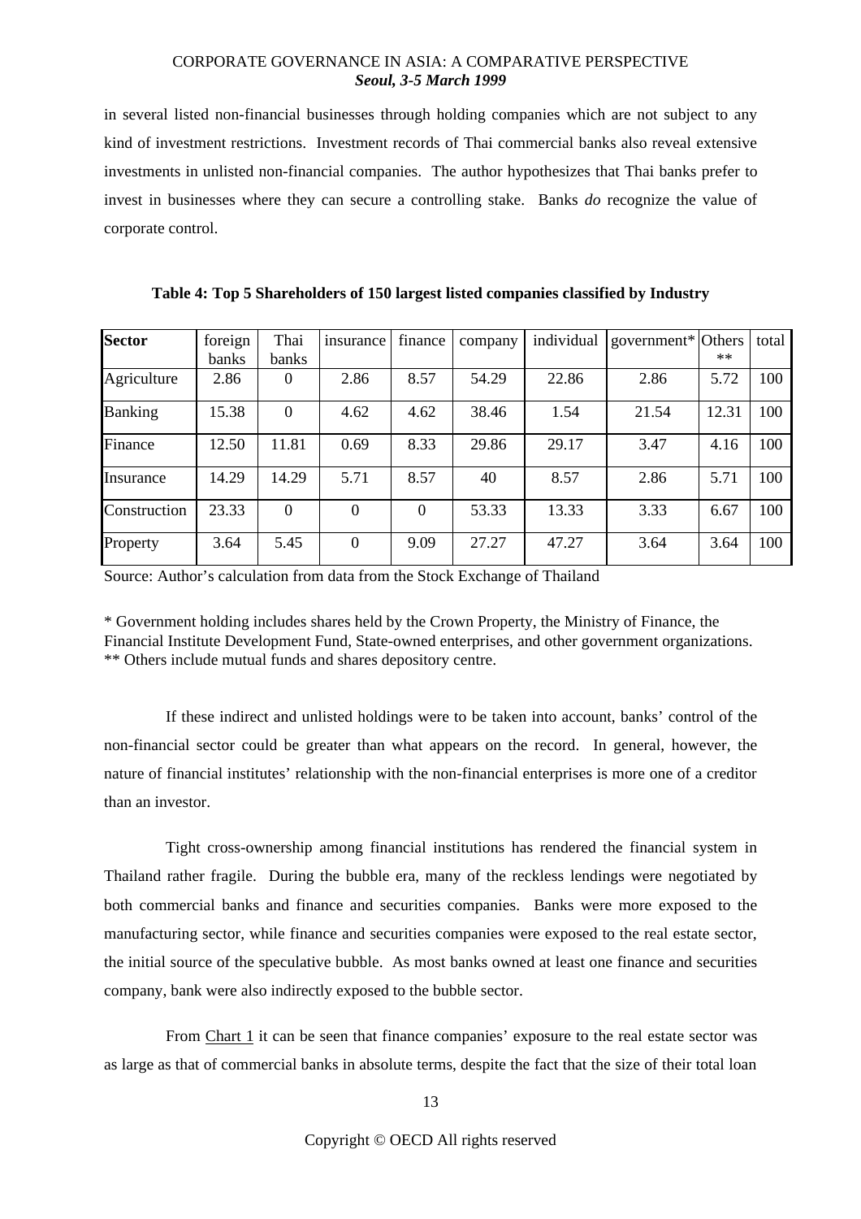in several listed non-financial businesses through holding companies which are not subject to any kind of investment restrictions. Investment records of Thai commercial banks also reveal extensive investments in unlisted non-financial companies. The author hypothesizes that Thai banks prefer to invest in businesses where they can secure a controlling stake. Banks *do* recognize the value of corporate control.

**Table 4: Top 5 Shareholders of 150 largest listed companies classified by Industry**

| Sector | foreign banks | Thai banks | insurance | finance | company | individual | government* | Others ** | total |
|---|---|---|---|---|---|---|---|---|---|
| Agriculture | 2.86 | 0 | 2.86 | 8.57 | 54.29 | 22.86 | 2.86 | 5.72 | 100 |
| Banking | 15.38 | 0 | 4.62 | 4.62 | 38.46 | 1.54 | 21.54 | 12.31 | 100 |
| Finance | 12.50 | 11.81 | 0.69 | 8.33 | 29.86 | 29.17 | 3.47 | 4.16 | 100 |
| Insurance | 14.29 | 14.29 | 5.71 | 8.57 | 40 | 8.57 | 2.86 | 5.71 | 100 |
| Construction | 23.33 | 0 | 0 | 0 | 53.33 | 13.33 | 3.33 | 6.67 | 100 |
| Property | 3.64 | 5.45 | 0 | 9.09 | 27.27 | 47.27 | 3.64 | 3.64 | 100 |

Source: Author's calculation from data from the Stock Exchange of Thailand

\* Government holding includes shares held by the Crown Property, the Ministry of Finance, the Financial Institute Development Fund, State-owned enterprises, and other government organizations.
\*\* Others include mutual funds and shares depository centre.

If these indirect and unlisted holdings were to be taken into account, banks' control of the non-financial sector could be greater than what appears on the record. In general, however, the nature of financial institutes' relationship with the non-financial enterprises is more one of a creditor than an investor.

Tight cross-ownership among financial institutions has rendered the financial system in Thailand rather fragile. During the bubble era, many of the reckless lendings were negotiated by both commercial banks and finance and securities companies. Banks were more exposed to the manufacturing sector, while finance and securities companies were exposed to the real estate sector, the initial source of the speculative bubble. As most banks owned at least one finance and securities company, bank were also indirectly exposed to the bubble sector.

From Chart 1 it can be seen that finance companies' exposure to the real estate sector was as large as that of commercial banks in absolute terms, despite the fact that the size of their total loan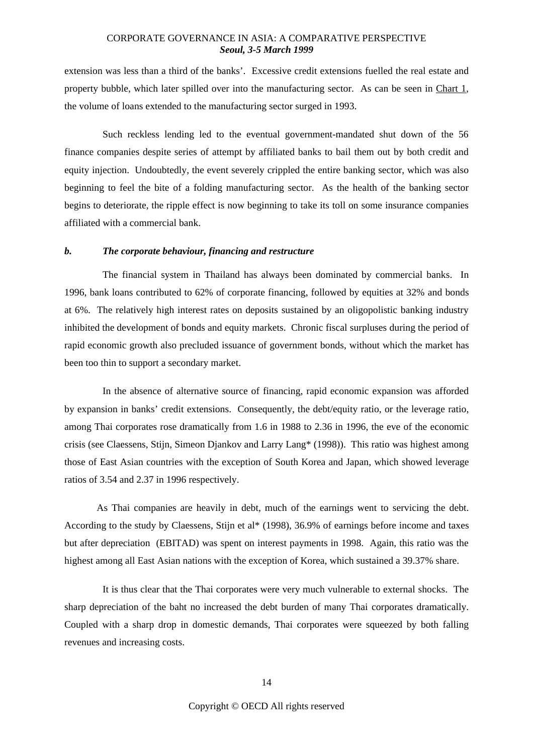extension was less than a third of the banks'. Excessive credit extensions fuelled the real estate and property bubble, which later spilled over into the manufacturing sector. As can be seen in Chart 1, the volume of loans extended to the manufacturing sector surged in 1993.

Such reckless lending led to the eventual government-mandated shut down of the 56 finance companies despite series of attempt by affiliated banks to bail them out by both credit and equity injection. Undoubtedly, the event severely crippled the entire banking sector, which was also beginning to feel the bite of a folding manufacturing sector. As the health of the banking sector begins to deteriorate, the ripple effect is now beginning to take its toll on some insurance companies affiliated with a commercial bank.

### *b. The corporate behaviour, financing and restructure*

The financial system in Thailand has always been dominated by commercial banks. In 1996, bank loans contributed to 62% of corporate financing, followed by equities at 32% and bonds at 6%. The relatively high interest rates on deposits sustained by an oligopolistic banking industry inhibited the development of bonds and equity markets. Chronic fiscal surpluses during the period of rapid economic growth also precluded issuance of government bonds, without which the market has been too thin to support a secondary market.

In the absence of alternative source of financing, rapid economic expansion was afforded by expansion in banks' credit extensions. Consequently, the debt/equity ratio, or the leverage ratio, among Thai corporates rose dramatically from 1.6 in 1988 to 2.36 in 1996, the eve of the economic crisis (see Claessens, Stijn, Simeon Djankov and Larry Lang* (1998)). This ratio was highest among those of East Asian countries with the exception of South Korea and Japan, which showed leverage ratios of 3.54 and 2.37 in 1996 respectively.

As Thai companies are heavily in debt, much of the earnings went to servicing the debt. According to the study by Claessens, Stijn et al* (1998), 36.9% of earnings before income and taxes but after depreciation (EBITAD) was spent on interest payments in 1998. Again, this ratio was the highest among all East Asian nations with the exception of Korea, which sustained a 39.37% share.

It is thus clear that the Thai corporates were very much vulnerable to external shocks. The sharp depreciation of the baht no increased the debt burden of many Thai corporates dramatically. Coupled with a sharp drop in domestic demands, Thai corporates were squeezed by both falling revenues and increasing costs.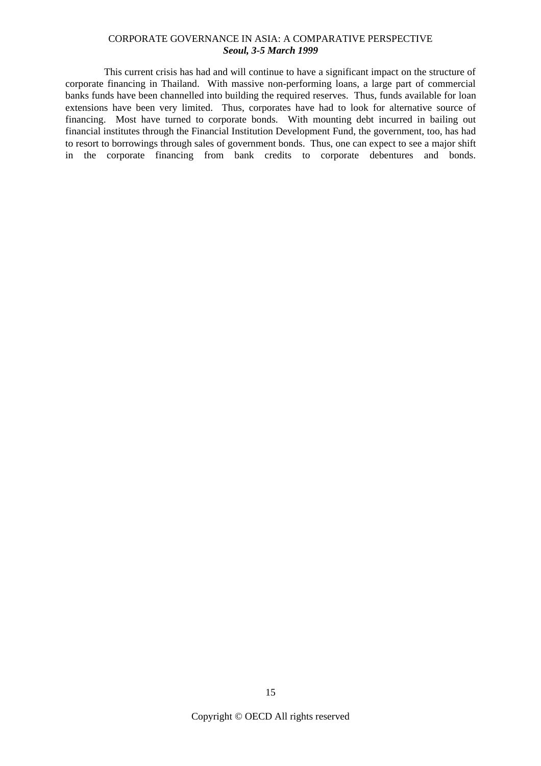This current crisis has had and will continue to have a significant impact on the structure of corporate financing in Thailand. With massive non-performing loans, a large part of commercial banks funds have been channelled into building the required reserves. Thus, funds available for loan extensions have been very limited. Thus, corporates have had to look for alternative source of financing. Most have turned to corporate bonds. With mounting debt incurred in bailing out financial institutes through the Financial Institution Development Fund, the government, too, has had to resort to borrowings through sales of government bonds. Thus, one can expect to see a major shift in the corporate financing from bank credits to corporate debentures and bonds.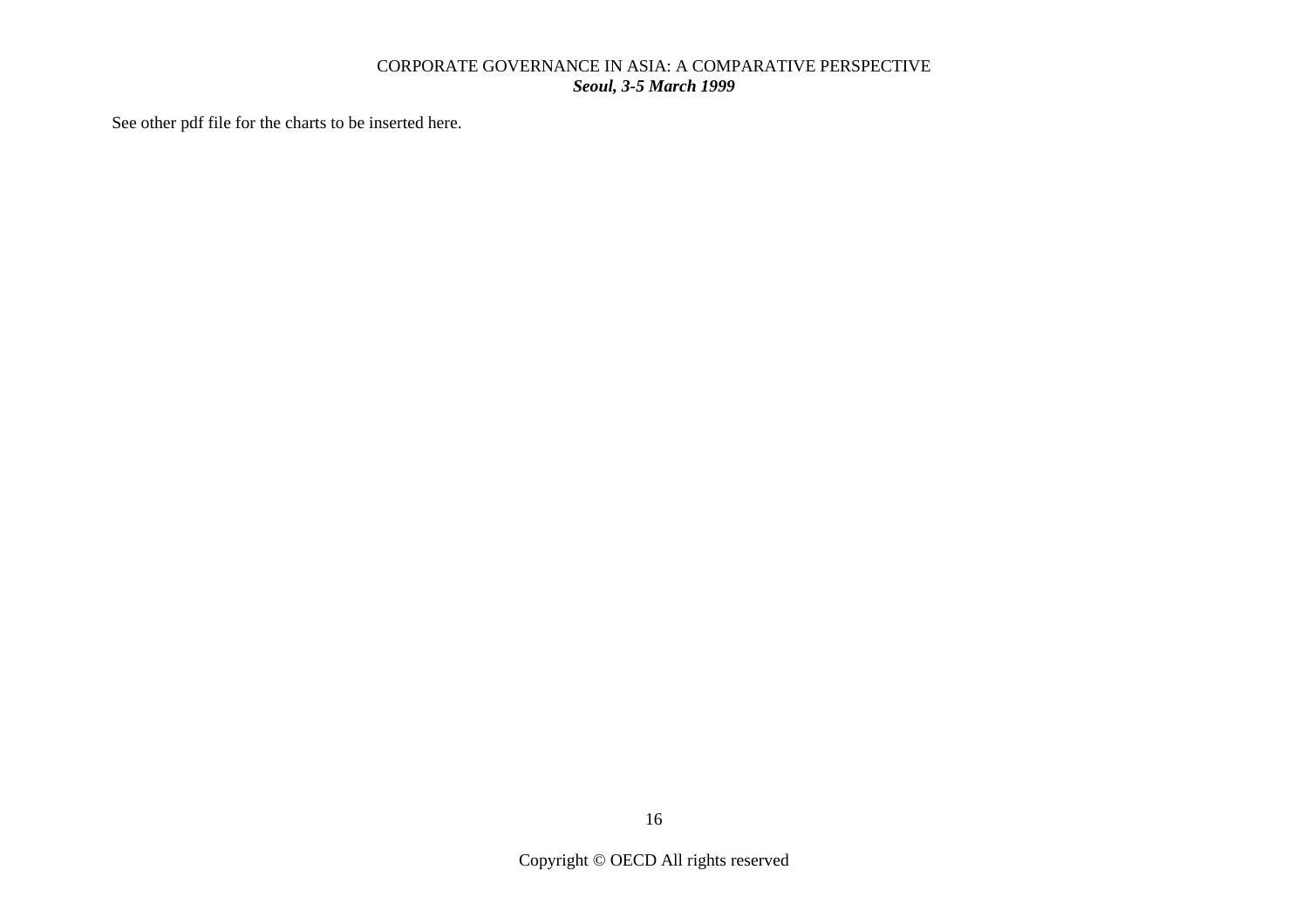See other pdf file for the charts to be inserted here.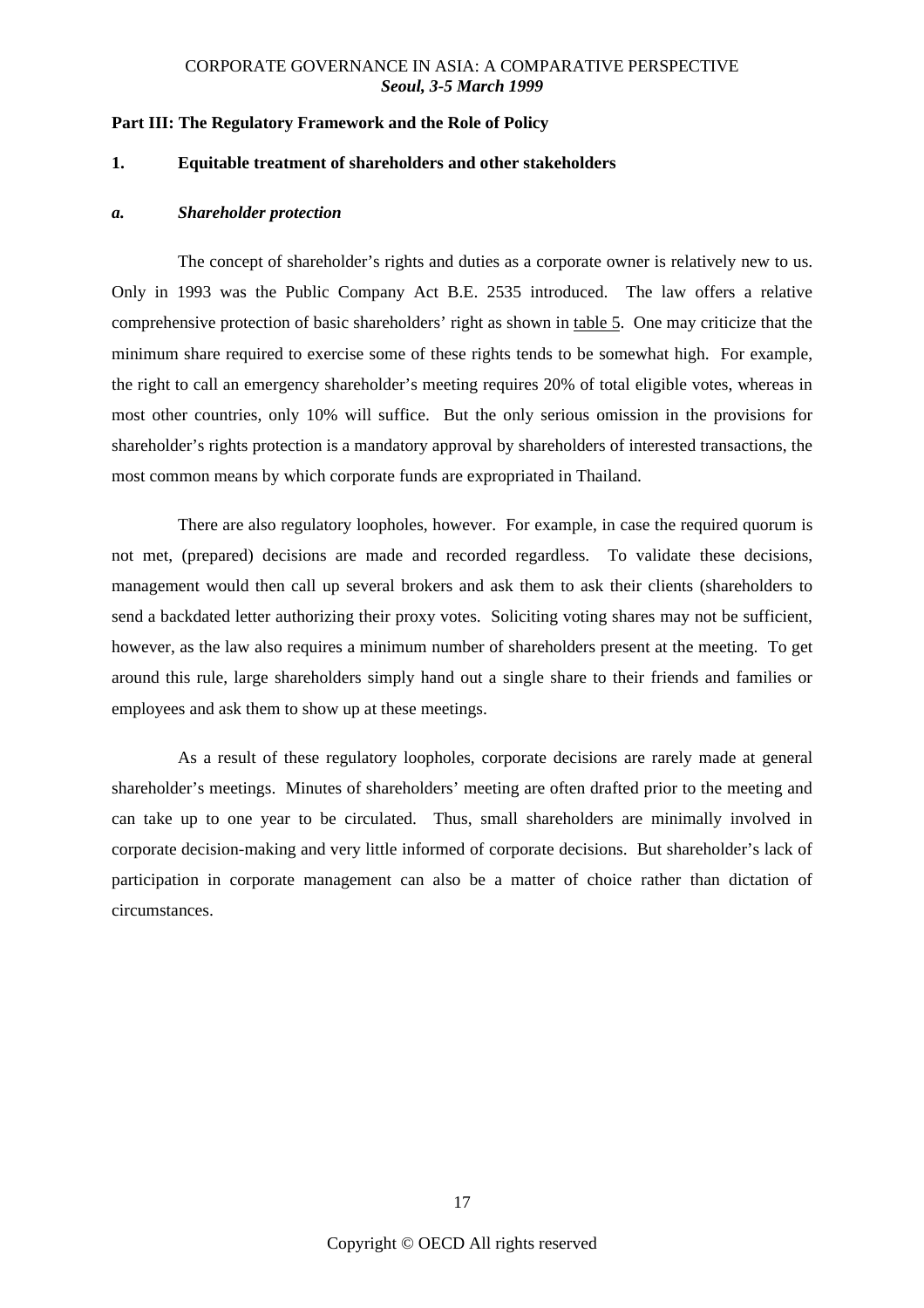**Part III: The Regulatory Framework and the Role of Policy**

**1. Equitable treatment of shareholders and other stakeholders**

***a. Shareholder protection***

The concept of shareholder's rights and duties as a corporate owner is relatively new to us. Only in 1993 was the Public Company Act B.E. 2535 introduced. The law offers a relative comprehensive protection of basic shareholders' right as shown in table 5. One may criticize that the minimum share required to exercise some of these rights tends to be somewhat high. For example, the right to call an emergency shareholder's meeting requires 20% of total eligible votes, whereas in most other countries, only 10% will suffice. But the only serious omission in the provisions for shareholder's rights protection is a mandatory approval by shareholders of interested transactions, the most common means by which corporate funds are expropriated in Thailand.

There are also regulatory loopholes, however. For example, in case the required quorum is not met, (prepared) decisions are made and recorded regardless. To validate these decisions, management would then call up several brokers and ask them to ask their clients (shareholders to send a backdated letter authorizing their proxy votes. Soliciting voting shares may not be sufficient, however, as the law also requires a minimum number of shareholders present at the meeting. To get around this rule, large shareholders simply hand out a single share to their friends and families or employees and ask them to show up at these meetings.

As a result of these regulatory loopholes, corporate decisions are rarely made at general shareholder's meetings. Minutes of shareholders' meeting are often drafted prior to the meeting and can take up to one year to be circulated. Thus, small shareholders are minimally involved in corporate decision-making and very little informed of corporate decisions. But shareholder's lack of participation in corporate management can also be a matter of choice rather than dictation of circumstances.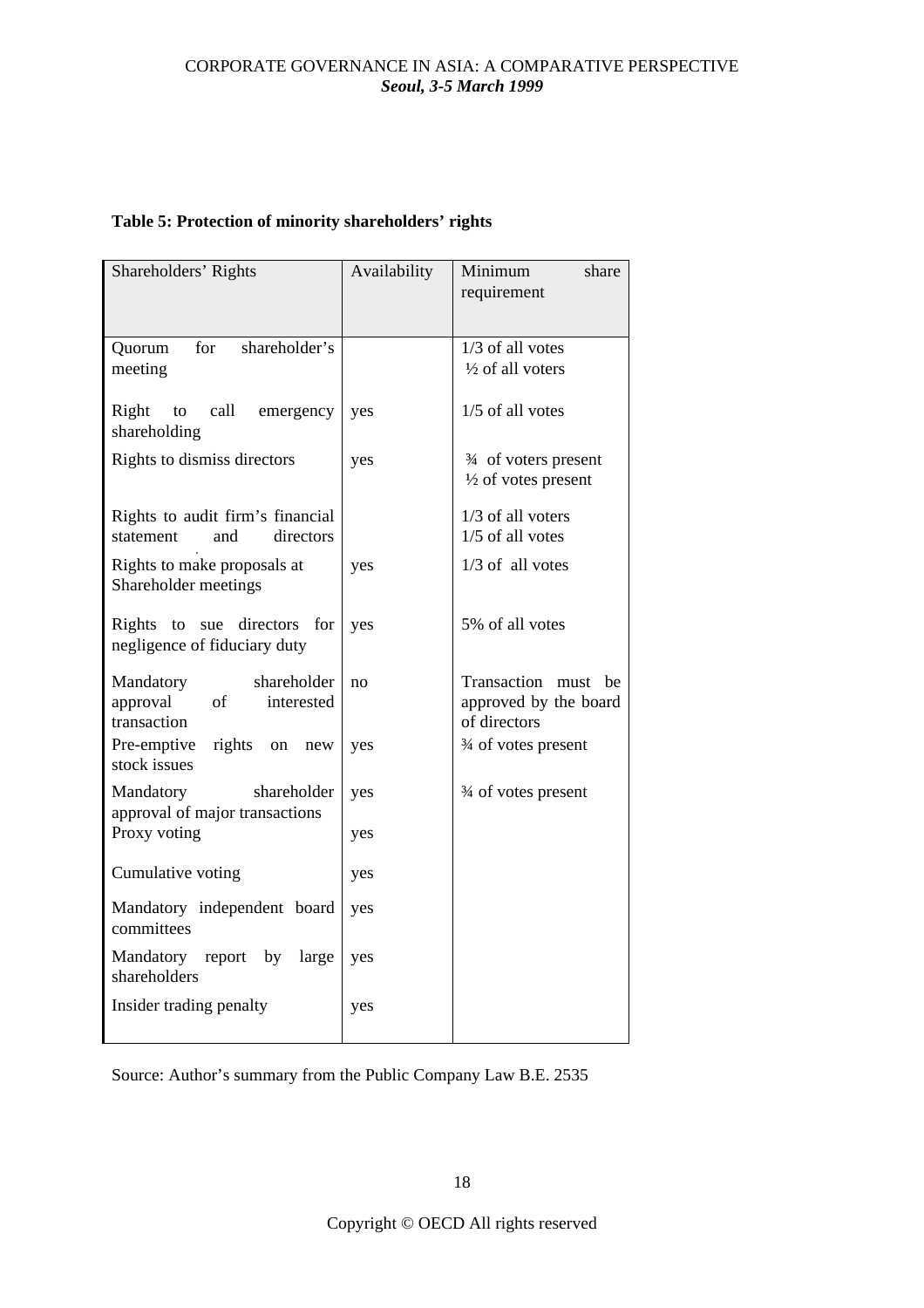**Table 5: Protection of minority shareholders' rights**

| Shareholders' Rights | Availability | Minimum share requirement |
|---|---|---|
| Quorum for shareholder's meeting | | 1/3 of all votes<br>½ of all voters |
| Right to call emergency shareholding | yes | 1/5 of all votes |
| Rights to dismiss directors | yes | ¾ of voters present<br>½ of votes present |
| Rights to audit firm's financial statement and directors | | 1/3 of all voters<br>1/5 of all votes |
| Rights to make proposals at Shareholder meetings | yes | 1/3 of all votes |
| Rights to sue directors for negligence of fiduciary duty | yes | 5% of all votes |
| Mandatory shareholder approval of interested transaction | no | Transaction must be approved by the board of directors |
| Pre-emptive rights on new stock issues | yes | ¾ of votes present |
| Mandatory shareholder approval of major transactions | yes | ¾ of votes present |
| Proxy voting | yes | |
| Cumulative voting | yes | |
| Mandatory independent board committees | yes | |
| Mandatory report by large shareholders | yes | |
| Insider trading penalty | yes | |

Source: Author's summary from the Public Company Law B.E. 2535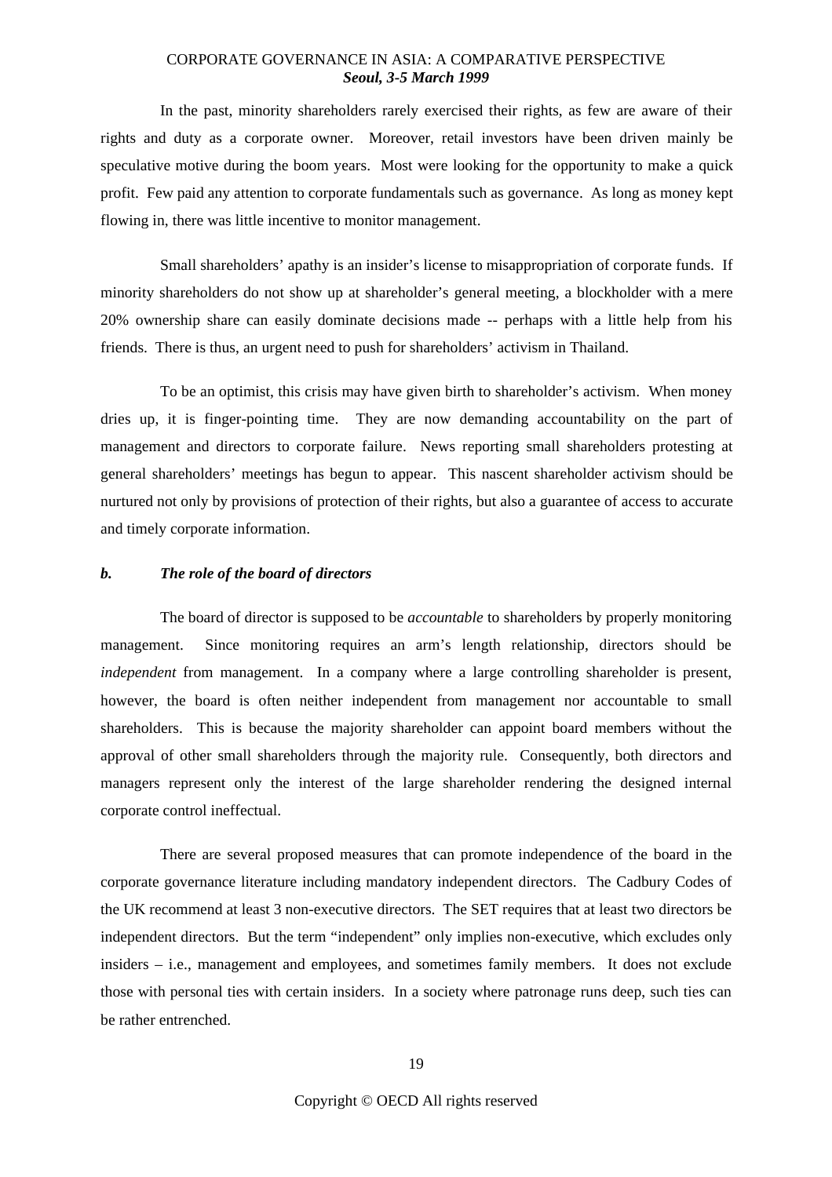In the past, minority shareholders rarely exercised their rights, as few are aware of their rights and duty as a corporate owner. Moreover, retail investors have been driven mainly be speculative motive during the boom years. Most were looking for the opportunity to make a quick profit. Few paid any attention to corporate fundamentals such as governance. As long as money kept flowing in, there was little incentive to monitor management.

Small shareholders' apathy is an insider's license to misappropriation of corporate funds. If minority shareholders do not show up at shareholder's general meeting, a blockholder with a mere 20% ownership share can easily dominate decisions made -- perhaps with a little help from his friends. There is thus, an urgent need to push for shareholders' activism in Thailand.

To be an optimist, this crisis may have given birth to shareholder's activism. When money dries up, it is finger-pointing time. They are now demanding accountability on the part of management and directors to corporate failure. News reporting small shareholders protesting at general shareholders' meetings has begun to appear. This nascent shareholder activism should be nurtured not only by provisions of protection of their rights, but also a guarantee of access to accurate and timely corporate information.

### *b. The role of the board of directors*

The board of director is supposed to be *accountable* to shareholders by properly monitoring management. Since monitoring requires an arm's length relationship, directors should be *independent* from management. In a company where a large controlling shareholder is present, however, the board is often neither independent from management nor accountable to small shareholders. This is because the majority shareholder can appoint board members without the approval of other small shareholders through the majority rule. Consequently, both directors and managers represent only the interest of the large shareholder rendering the designed internal corporate control ineffectual.

There are several proposed measures that can promote independence of the board in the corporate governance literature including mandatory independent directors. The Cadbury Codes of the UK recommend at least 3 non-executive directors. The SET requires that at least two directors be independent directors. But the term "independent" only implies non-executive, which excludes only insiders – i.e., management and employees, and sometimes family members. It does not exclude those with personal ties with certain insiders. In a society where patronage runs deep, such ties can be rather entrenched.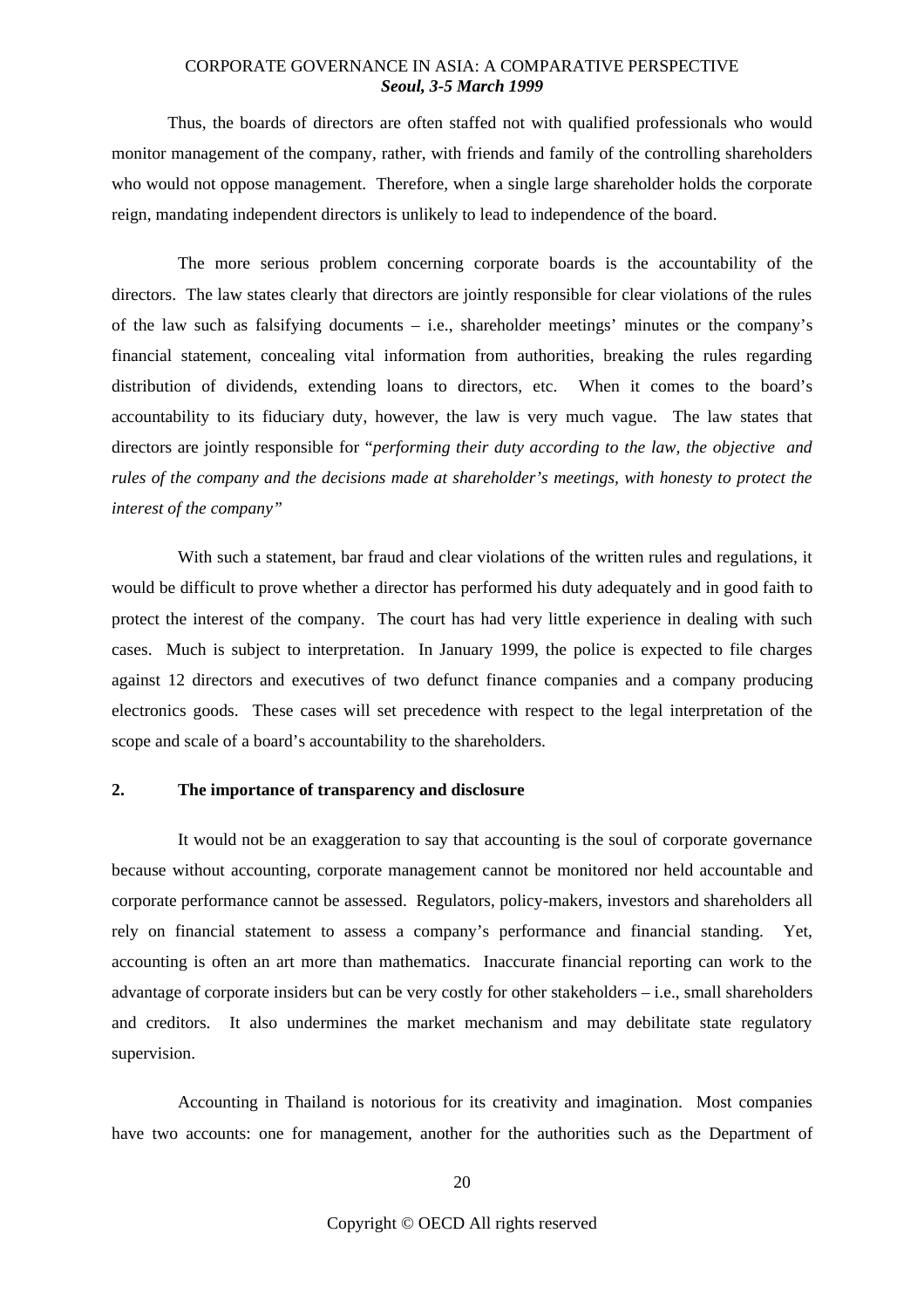Thus, the boards of directors are often staffed not with qualified professionals who would monitor management of the company, rather, with friends and family of the controlling shareholders who would not oppose management. Therefore, when a single large shareholder holds the corporate reign, mandating independent directors is unlikely to lead to independence of the board.

The more serious problem concerning corporate boards is the accountability of the directors. The law states clearly that directors are jointly responsible for clear violations of the rules of the law such as falsifying documents – i.e., shareholder meetings' minutes or the company's financial statement, concealing vital information from authorities, breaking the rules regarding distribution of dividends, extending loans to directors, etc. When it comes to the board's accountability to its fiduciary duty, however, the law is very much vague. The law states that directors are jointly responsible for "*performing their duty according to the law, the objective and rules of the company and the decisions made at shareholder's meetings, with honesty to protect the interest of the company"*

With such a statement, bar fraud and clear violations of the written rules and regulations, it would be difficult to prove whether a director has performed his duty adequately and in good faith to protect the interest of the company. The court has had very little experience in dealing with such cases. Much is subject to interpretation. In January 1999, the police is expected to file charges against 12 directors and executives of two defunct finance companies and a company producing electronics goods. These cases will set precedence with respect to the legal interpretation of the scope and scale of a board's accountability to the shareholders.

## 2. The importance of transparency and disclosure

It would not be an exaggeration to say that accounting is the soul of corporate governance because without accounting, corporate management cannot be monitored nor held accountable and corporate performance cannot be assessed. Regulators, policy-makers, investors and shareholders all rely on financial statement to assess a company's performance and financial standing. Yet, accounting is often an art more than mathematics. Inaccurate financial reporting can work to the advantage of corporate insiders but can be very costly for other stakeholders – i.e., small shareholders and creditors. It also undermines the market mechanism and may debilitate state regulatory supervision.

Accounting in Thailand is notorious for its creativity and imagination. Most companies have two accounts: one for management, another for the authorities such as the Department of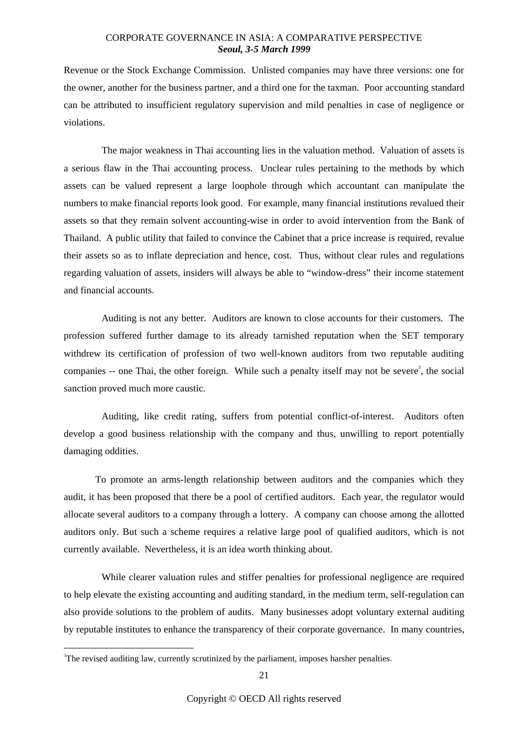Revenue or the Stock Exchange Commission. Unlisted companies may have three versions: one for the owner, another for the business partner, and a third one for the taxman. Poor accounting standard can be attributed to insufficient regulatory supervision and mild penalties in case of negligence or violations.

The major weakness in Thai accounting lies in the valuation method. Valuation of assets is a serious flaw in the Thai accounting process. Unclear rules pertaining to the methods by which assets can be valued represent a large loophole through which accountant can manipulate the numbers to make financial reports look good. For example, many financial institutions revalued their assets so that they remain solvent accounting-wise in order to avoid intervention from the Bank of Thailand. A public utility that failed to convince the Cabinet that a price increase is required, revalue their assets so as to inflate depreciation and hence, cost. Thus, without clear rules and regulations regarding valuation of assets, insiders will always be able to "window-dress" their income statement and financial accounts.

Auditing is not any better. Auditors are known to close accounts for their customers. The profession suffered further damage to its already tarnished reputation when the SET temporary withdrew its certification of profession of two well-known auditors from two reputable auditing companies -- one Thai, the other foreign. While such a penalty itself may not be severe[3], the social sanction proved much more caustic.

Auditing, like credit rating, suffers from potential conflict-of-interest. Auditors often develop a good business relationship with the company and thus, unwilling to report potentially damaging oddities.

To promote an arms-length relationship between auditors and the companies which they audit, it has been proposed that there be a pool of certified auditors. Each year, the regulator would allocate several auditors to a company through a lottery. A company can choose among the allotted auditors only. But such a scheme requires a relative large pool of qualified auditors, which is not currently available. Nevertheless, it is an idea worth thinking about.

While clearer valuation rules and stiffer penalties for professional negligence are required to help elevate the existing accounting and auditing standard, in the medium term, self-regulation can also provide solutions to the problem of audits. Many businesses adopt voluntary external auditing by reputable institutes to enhance the transparency of their corporate governance. In many countries,

---

[3]The revised auditing law, currently scrutinized by the parliament, imposes harsher penalties.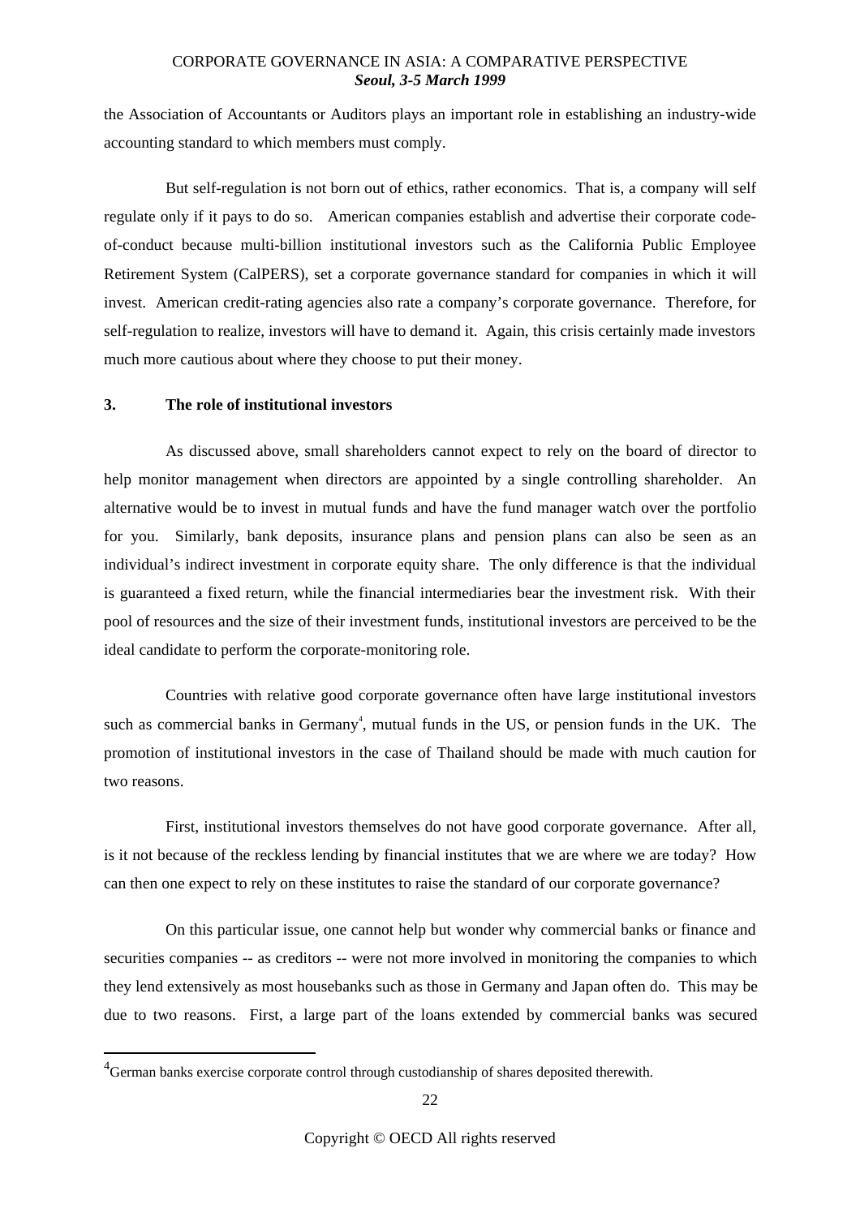the Association of Accountants or Auditors plays an important role in establishing an industry-wide accounting standard to which members must comply.

But self-regulation is not born out of ethics, rather economics. That is, a company will self regulate only if it pays to do so. American companies establish and advertise their corporate code-of-conduct because multi-billion institutional investors such as the California Public Employee Retirement System (CalPERS), set a corporate governance standard for companies in which it will invest. American credit-rating agencies also rate a company's corporate governance. Therefore, for self-regulation to realize, investors will have to demand it. Again, this crisis certainly made investors much more cautious about where they choose to put their money.

### 3. The role of institutional investors

As discussed above, small shareholders cannot expect to rely on the board of director to help monitor management when directors are appointed by a single controlling shareholder. An alternative would be to invest in mutual funds and have the fund manager watch over the portfolio for you. Similarly, bank deposits, insurance plans and pension plans can also be seen as an individual's indirect investment in corporate equity share. The only difference is that the individual is guaranteed a fixed return, while the financial intermediaries bear the investment risk. With their pool of resources and the size of their investment funds, institutional investors are perceived to be the ideal candidate to perform the corporate-monitoring role.

Countries with relative good corporate governance often have large institutional investors such as commercial banks in Germany[4], mutual funds in the US, or pension funds in the UK. The promotion of institutional investors in the case of Thailand should be made with much caution for two reasons.

First, institutional investors themselves do not have good corporate governance. After all, is it not because of the reckless lending by financial institutes that we are where we are today? How can then one expect to rely on these institutes to raise the standard of our corporate governance?

On this particular issue, one cannot help but wonder why commercial banks or finance and securities companies -- as creditors -- were not more involved in monitoring the companies to which they lend extensively as most housebanks such as those in Germany and Japan often do. This may be due to two reasons. First, a large part of the loans extended by commercial banks was secured

---

[4] German banks exercise corporate control through custodianship of shares deposited therewith.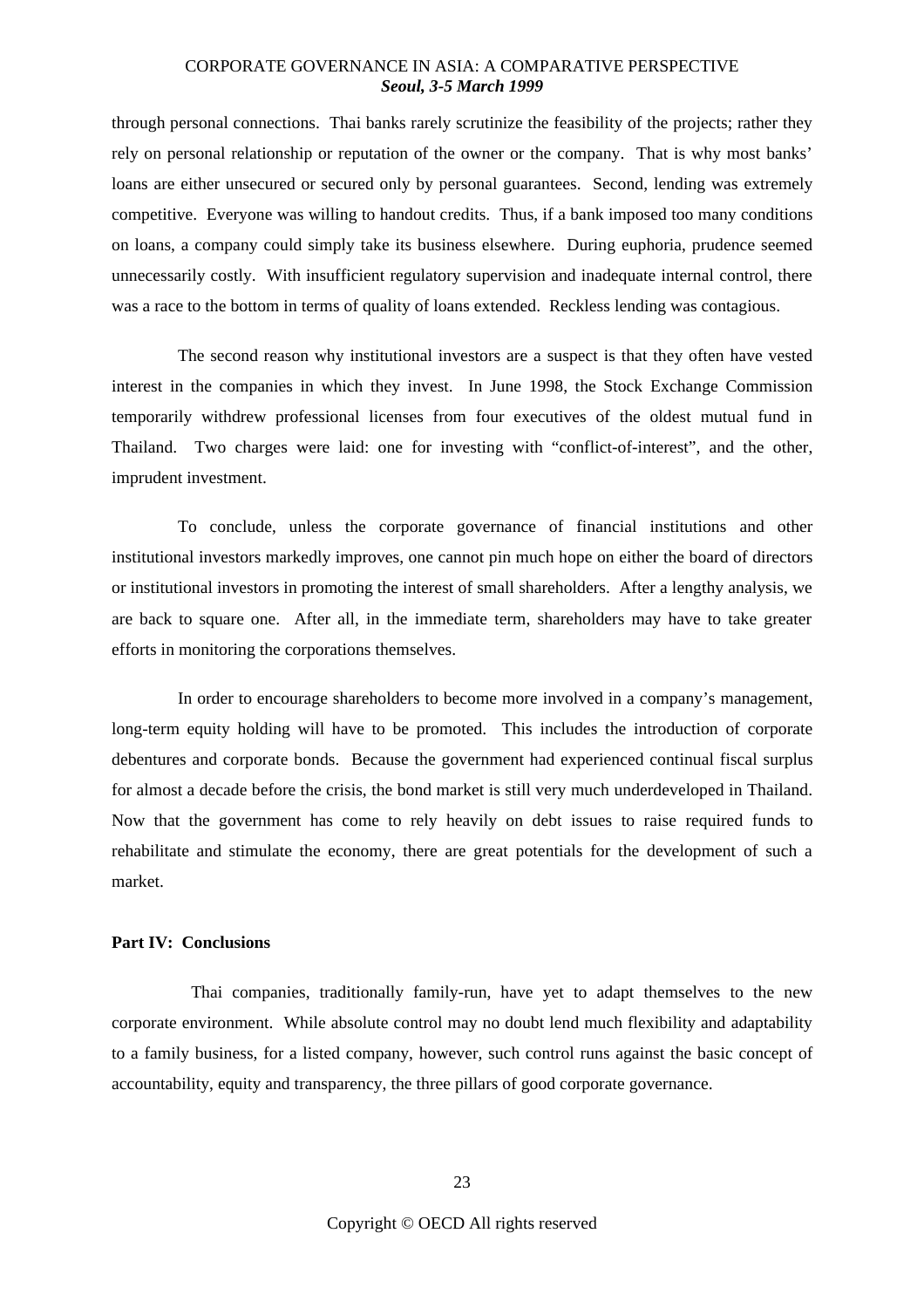through personal connections. Thai banks rarely scrutinize the feasibility of the projects; rather they rely on personal relationship or reputation of the owner or the company. That is why most banks' loans are either unsecured or secured only by personal guarantees. Second, lending was extremely competitive. Everyone was willing to handout credits. Thus, if a bank imposed too many conditions on loans, a company could simply take its business elsewhere. During euphoria, prudence seemed unnecessarily costly. With insufficient regulatory supervision and inadequate internal control, there was a race to the bottom in terms of quality of loans extended. Reckless lending was contagious.

The second reason why institutional investors are a suspect is that they often have vested interest in the companies in which they invest. In June 1998, the Stock Exchange Commission temporarily withdrew professional licenses from four executives of the oldest mutual fund in Thailand. Two charges were laid: one for investing with "conflict-of-interest", and the other, imprudent investment.

To conclude, unless the corporate governance of financial institutions and other institutional investors markedly improves, one cannot pin much hope on either the board of directors or institutional investors in promoting the interest of small shareholders. After a lengthy analysis, we are back to square one. After all, in the immediate term, shareholders may have to take greater efforts in monitoring the corporations themselves.

In order to encourage shareholders to become more involved in a company's management, long-term equity holding will have to be promoted. This includes the introduction of corporate debentures and corporate bonds. Because the government had experienced continual fiscal surplus for almost a decade before the crisis, the bond market is still very much underdeveloped in Thailand. Now that the government has come to rely heavily on debt issues to raise required funds to rehabilitate and stimulate the economy, there are great potentials for the development of such a market.

## Part IV: Conclusions

Thai companies, traditionally family-run, have yet to adapt themselves to the new corporate environment. While absolute control may no doubt lend much flexibility and adaptability to a family business, for a listed company, however, such control runs against the basic concept of accountability, equity and transparency, the three pillars of good corporate governance.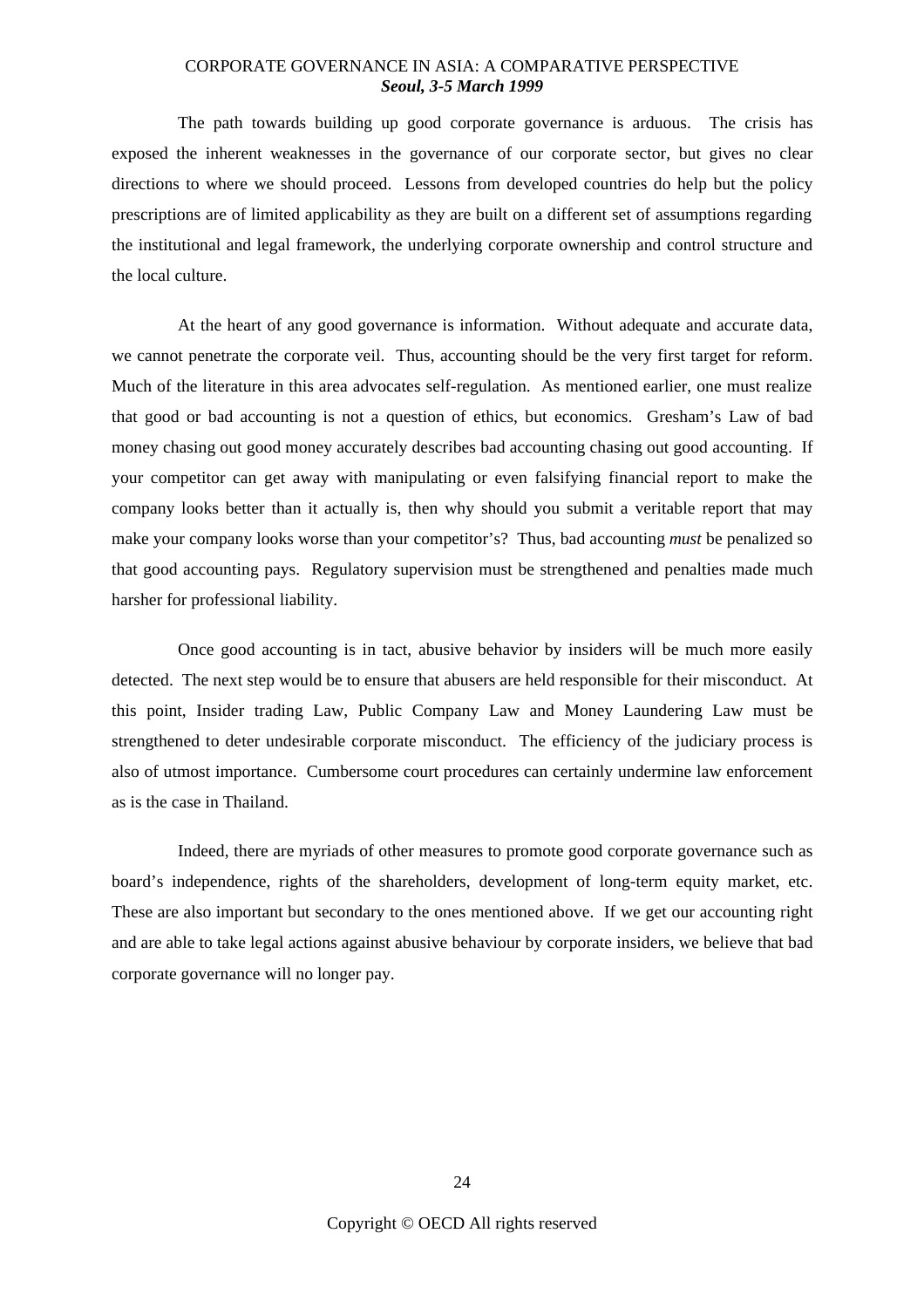The path towards building up good corporate governance is arduous. The crisis has exposed the inherent weaknesses in the governance of our corporate sector, but gives no clear directions to where we should proceed. Lessons from developed countries do help but the policy prescriptions are of limited applicability as they are built on a different set of assumptions regarding the institutional and legal framework, the underlying corporate ownership and control structure and the local culture.

At the heart of any good governance is information. Without adequate and accurate data, we cannot penetrate the corporate veil. Thus, accounting should be the very first target for reform. Much of the literature in this area advocates self-regulation. As mentioned earlier, one must realize that good or bad accounting is not a question of ethics, but economics. Gresham's Law of bad money chasing out good money accurately describes bad accounting chasing out good accounting. If your competitor can get away with manipulating or even falsifying financial report to make the company looks better than it actually is, then why should you submit a veritable report that may make your company looks worse than your competitor's? Thus, bad accounting *must* be penalized so that good accounting pays. Regulatory supervision must be strengthened and penalties made much harsher for professional liability.

Once good accounting is in tact, abusive behavior by insiders will be much more easily detected. The next step would be to ensure that abusers are held responsible for their misconduct. At this point, Insider trading Law, Public Company Law and Money Laundering Law must be strengthened to deter undesirable corporate misconduct. The efficiency of the judiciary process is also of utmost importance. Cumbersome court procedures can certainly undermine law enforcement as is the case in Thailand.

Indeed, there are myriads of other measures to promote good corporate governance such as board's independence, rights of the shareholders, development of long-term equity market, etc. These are also important but secondary to the ones mentioned above. If we get our accounting right and are able to take legal actions against abusive behaviour by corporate insiders, we believe that bad corporate governance will no longer pay.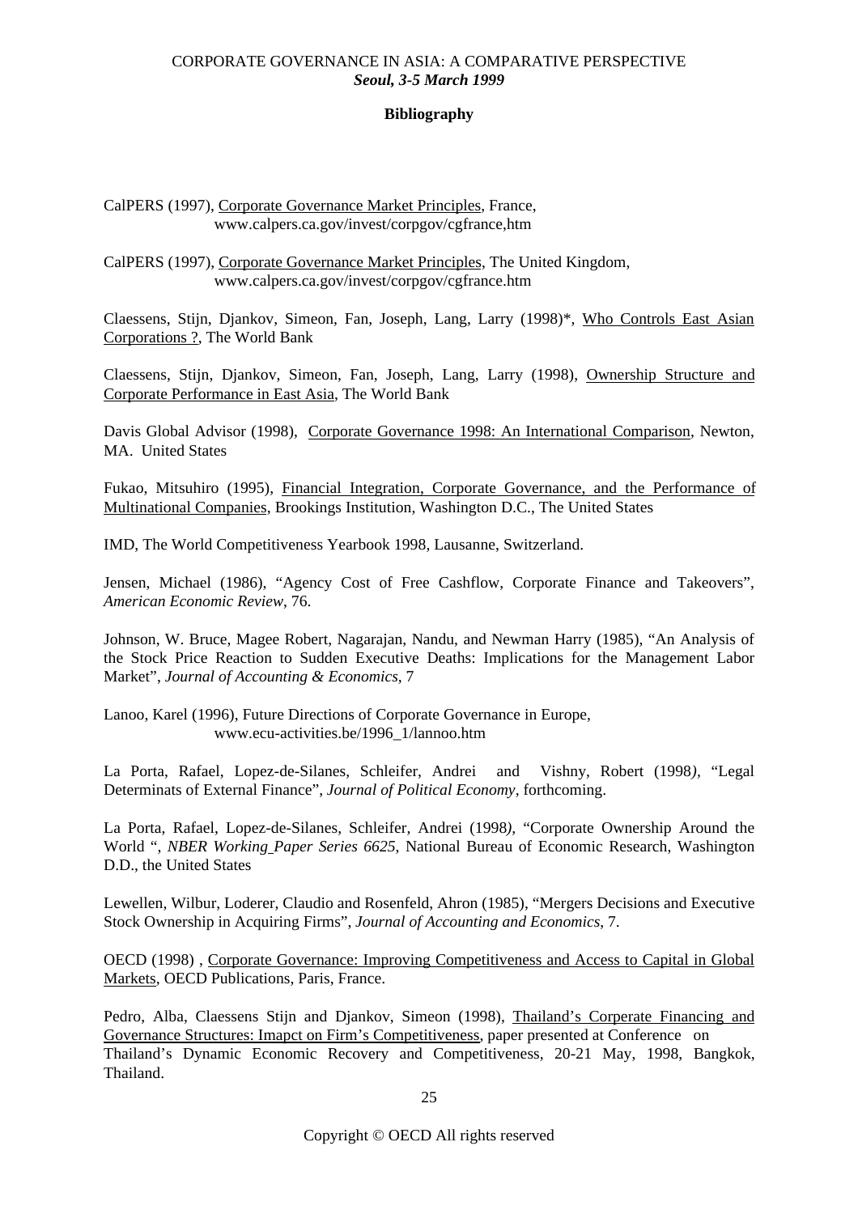## Bibliography

CalPERS (1997), <u>Corporate Governance Market Principles</u>, France, www.calpers.ca.gov/invest/corpgov/cgfrance,htm

CalPERS (1997), <u>Corporate Governance Market Principles</u>, The United Kingdom, www.calpers.ca.gov/invest/corpgov/cgfrance.htm

Claessens, Stijn, Djankov, Simeon, Fan, Joseph, Lang, Larry (1998)*, <u>Who Controls East Asian Corporations ?</u>, The World Bank

Claessens, Stijn, Djankov, Simeon, Fan, Joseph, Lang, Larry (1998), <u>Ownership Structure and Corporate Performance in East Asia</u>, The World Bank

Davis Global Advisor (1998), <u>Corporate Governance 1998: An International Comparison</u>, Newton, MA. United States

Fukao, Mitsuhiro (1995), <u>Financial Integration, Corporate Governance, and the Performance of Multinational Companies</u>, Brookings Institution, Washington D.C., The United States

IMD, The World Competitiveness Yearbook 1998, Lausanne, Switzerland.

Jensen, Michael (1986), "Agency Cost of Free Cashflow, Corporate Finance and Takeovers", *American Economic Review*, 76.

Johnson, W. Bruce, Magee Robert, Nagarajan, Nandu, and Newman Harry (1985), "An Analysis of the Stock Price Reaction to Sudden Executive Deaths: Implications for the Management Labor Market", *Journal of Accounting & Economics*, 7

Lanoo, Karel (1996), Future Directions of Corporate Governance in Europe, www.ecu-activities.be/1996_1/lannoo.htm

La Porta, Rafael, Lopez-de-Silanes, Schleifer, Andrei and Vishny, Robert (1998*)*, "Legal Determinats of External Finance", *Journal of Political Economy*, forthcoming.

La Porta, Rafael, Lopez-de-Silanes, Schleifer, Andrei (1998*)*, "Corporate Ownership Around the World ", *NBER Working Paper Series 6625*, National Bureau of Economic Research, Washington D.D., the United States

Lewellen, Wilbur, Loderer, Claudio and Rosenfeld, Ahron (1985), "Mergers Decisions and Executive Stock Ownership in Acquiring Firms", *Journal of Accounting and Economics*, 7.

OECD (1998) , <u>Corporate Governance: Improving Competitiveness and Access to Capital in Global Markets</u>, OECD Publications, Paris, France.

Pedro, Alba, Claessens Stijn and Djankov, Simeon (1998), <u>Thailand's Corperate Financing and Governance Structures: Imapct on Firm's Competitiveness</u>, paper presented at Conference on Thailand's Dynamic Economic Recovery and Competitiveness, 20-21 May, 1998, Bangkok, Thailand.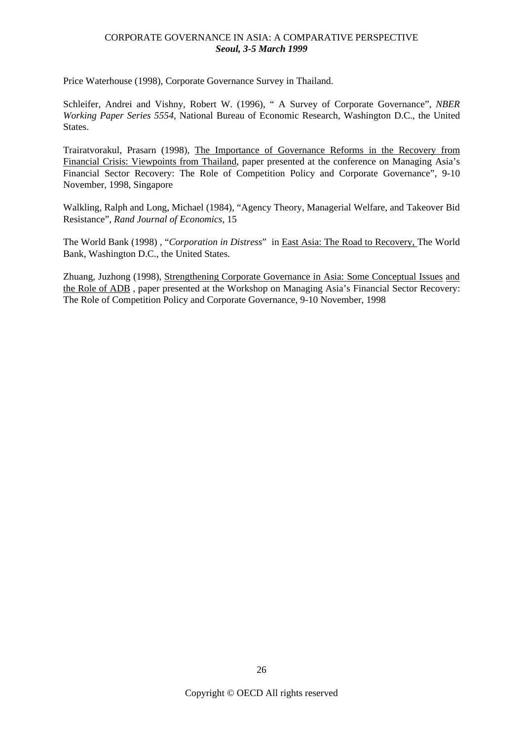Price Waterhouse (1998), Corporate Governance Survey in Thailand.

Schleifer, Andrei and Vishny, Robert W. (1996), " A Survey of Corporate Governance", *NBER Working Paper Series 5554*, National Bureau of Economic Research, Washington D.C., the United States.

Trairatvorakul, Prasarn (1998), The Importance of Governance Reforms in the Recovery from Financial Crisis: Viewpoints from Thailand, paper presented at the conference on Managing Asia's Financial Sector Recovery: The Role of Competition Policy and Corporate Governance", 9-10 November, 1998, Singapore

Walkling, Ralph and Long, Michael (1984), "Agency Theory, Managerial Welfare, and Takeover Bid Resistance", *Rand Journal of Economics*, 15

The World Bank (1998) , "*Corporation in Distress*" in East Asia: The Road to Recovery, The World Bank, Washington D.C., the United States.

Zhuang, Juzhong (1998), Strengthening Corporate Governance in Asia: Some Conceptual Issues and the Role of ADB , paper presented at the Workshop on Managing Asia's Financial Sector Recovery: The Role of Competition Policy and Corporate Governance, 9-10 November, 1998